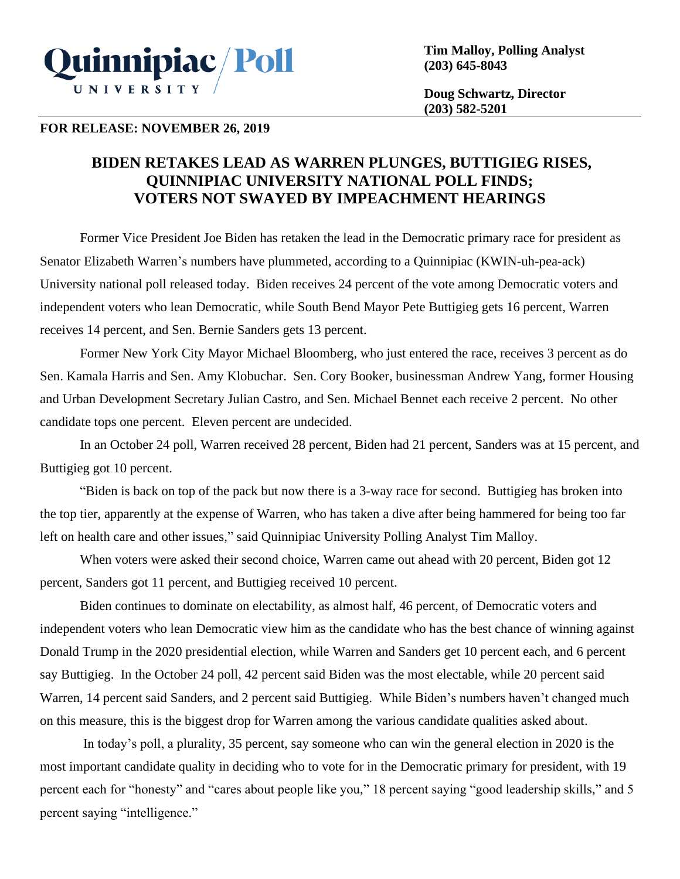**Quinnipiac University Poll**

**Tim Malloy, Polling Analyst**
**(203) 645-8043**

**Doug Schwartz, Director**
**(203) 582-5201**

**FOR RELEASE: NOVEMBER 26, 2019**

# BIDEN RETAKES LEAD AS WARREN PLUNGES, BUTTIGIEG RISES, QUINNIPIAC UNIVERSITY NATIONAL POLL FINDS; VOTERS NOT SWAYED BY IMPEACHMENT HEARINGS

Former Vice President Joe Biden has retaken the lead in the Democratic primary race for president as Senator Elizabeth Warren's numbers have plummeted, according to a Quinnipiac (KWIN-uh-pea-ack) University national poll released today. Biden receives 24 percent of the vote among Democratic voters and independent voters who lean Democratic, while South Bend Mayor Pete Buttigieg gets 16 percent, Warren receives 14 percent, and Sen. Bernie Sanders gets 13 percent.

Former New York City Mayor Michael Bloomberg, who just entered the race, receives 3 percent as do Sen. Kamala Harris and Sen. Amy Klobuchar. Sen. Cory Booker, businessman Andrew Yang, former Housing and Urban Development Secretary Julian Castro, and Sen. Michael Bennet each receive 2 percent. No other candidate tops one percent. Eleven percent are undecided.

In an October 24 poll, Warren received 28 percent, Biden had 21 percent, Sanders was at 15 percent, and Buttigieg got 10 percent.

"Biden is back on top of the pack but now there is a 3-way race for second. Buttigieg has broken into the top tier, apparently at the expense of Warren, who has taken a dive after being hammered for being too far left on health care and other issues," said Quinnipiac University Polling Analyst Tim Malloy.

When voters were asked their second choice, Warren came out ahead with 20 percent, Biden got 12 percent, Sanders got 11 percent, and Buttigieg received 10 percent.

Biden continues to dominate on electability, as almost half, 46 percent, of Democratic voters and independent voters who lean Democratic view him as the candidate who has the best chance of winning against Donald Trump in the 2020 presidential election, while Warren and Sanders get 10 percent each, and 6 percent say Buttigieg. In the October 24 poll, 42 percent said Biden was the most electable, while 20 percent said Warren, 14 percent said Sanders, and 2 percent said Buttigieg. While Biden's numbers haven't changed much on this measure, this is the biggest drop for Warren among the various candidate qualities asked about.

In today's poll, a plurality, 35 percent, say someone who can win the general election in 2020 is the most important candidate quality in deciding who to vote for in the Democratic primary for president, with 19 percent each for "honesty" and "cares about people like you," 18 percent saying "good leadership skills," and 5 percent saying "intelligence."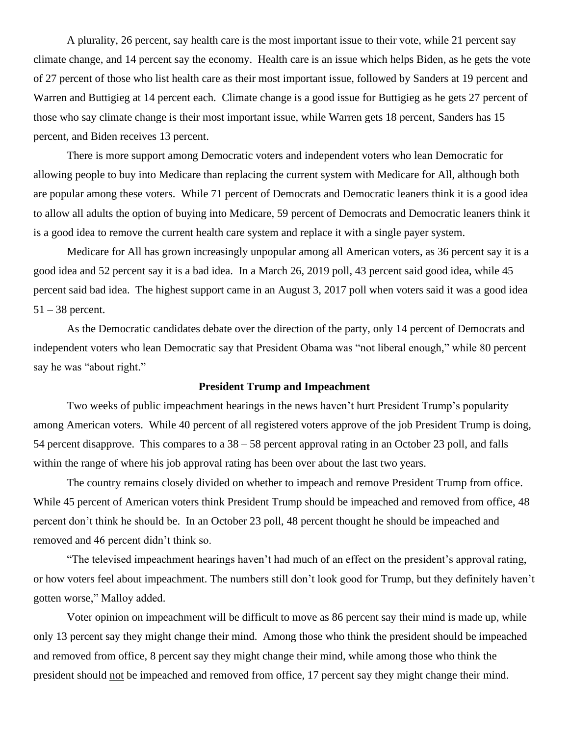A plurality, 26 percent, say health care is the most important issue to their vote, while 21 percent say climate change, and 14 percent say the economy. Health care is an issue which helps Biden, as he gets the vote of 27 percent of those who list health care as their most important issue, followed by Sanders at 19 percent and Warren and Buttigieg at 14 percent each. Climate change is a good issue for Buttigieg as he gets 27 percent of those who say climate change is their most important issue, while Warren gets 18 percent, Sanders has 15 percent, and Biden receives 13 percent.

There is more support among Democratic voters and independent voters who lean Democratic for allowing people to buy into Medicare than replacing the current system with Medicare for All, although both are popular among these voters. While 71 percent of Democrats and Democratic leaners think it is a good idea to allow all adults the option of buying into Medicare, 59 percent of Democrats and Democratic leaners think it is a good idea to remove the current health care system and replace it with a single payer system.

Medicare for All has grown increasingly unpopular among all American voters, as 36 percent say it is a good idea and 52 percent say it is a bad idea. In a March 26, 2019 poll, 43 percent said good idea, while 45 percent said bad idea. The highest support came in an August 3, 2017 poll when voters said it was a good idea 51 – 38 percent.

As the Democratic candidates debate over the direction of the party, only 14 percent of Democrats and independent voters who lean Democratic say that President Obama was "not liberal enough," while 80 percent say he was "about right."

**President Trump and Impeachment**

Two weeks of public impeachment hearings in the news haven't hurt President Trump's popularity among American voters. While 40 percent of all registered voters approve of the job President Trump is doing, 54 percent disapprove. This compares to a 38 – 58 percent approval rating in an October 23 poll, and falls within the range of where his job approval rating has been over about the last two years.

The country remains closely divided on whether to impeach and remove President Trump from office. While 45 percent of American voters think President Trump should be impeached and removed from office, 48 percent don't think he should be. In an October 23 poll, 48 percent thought he should be impeached and removed and 46 percent didn't think so.

"The televised impeachment hearings haven't had much of an effect on the president's approval rating, or how voters feel about impeachment. The numbers still don't look good for Trump, but they definitely haven't gotten worse," Malloy added.

Voter opinion on impeachment will be difficult to move as 86 percent say their mind is made up, while only 13 percent say they might change their mind. Among those who think the president should be impeached and removed from office, 8 percent say they might change their mind, while among those who think the president should not be impeached and removed from office, 17 percent say they might change their mind.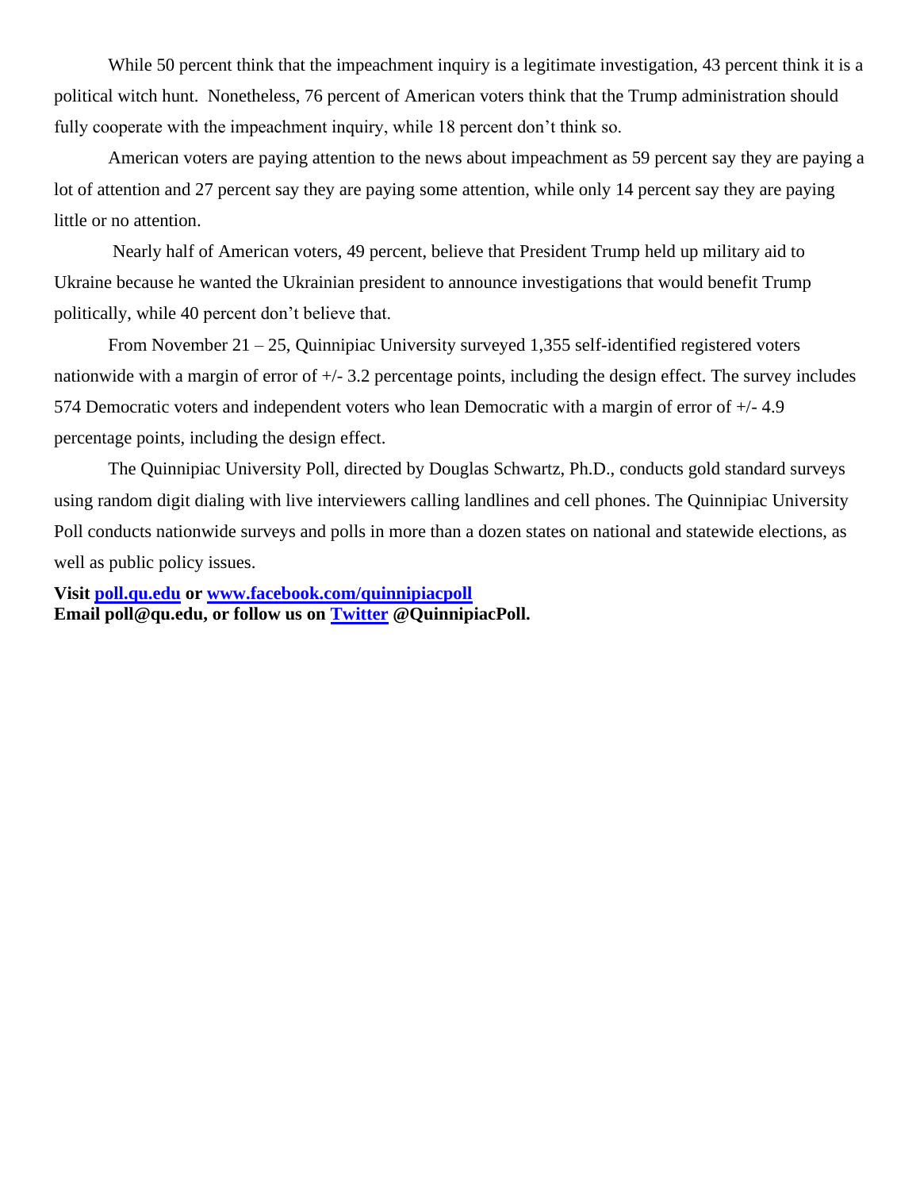While 50 percent think that the impeachment inquiry is a legitimate investigation, 43 percent think it is a political witch hunt. Nonetheless, 76 percent of American voters think that the Trump administration should fully cooperate with the impeachment inquiry, while 18 percent don't think so.

American voters are paying attention to the news about impeachment as 59 percent say they are paying a lot of attention and 27 percent say they are paying some attention, while only 14 percent say they are paying little or no attention.

Nearly half of American voters, 49 percent, believe that President Trump held up military aid to Ukraine because he wanted the Ukrainian president to announce investigations that would benefit Trump politically, while 40 percent don't believe that.

From November 21 – 25, Quinnipiac University surveyed 1,355 self-identified registered voters nationwide with a margin of error of +/- 3.2 percentage points, including the design effect. The survey includes 574 Democratic voters and independent voters who lean Democratic with a margin of error of +/- 4.9 percentage points, including the design effect.

The Quinnipiac University Poll, directed by Douglas Schwartz, Ph.D., conducts gold standard surveys using random digit dialing with live interviewers calling landlines and cell phones. The Quinnipiac University Poll conducts nationwide surveys and polls in more than a dozen states on national and statewide elections, as well as public policy issues.

**Visit [poll.qu.edu](poll.qu.edu) or [www.facebook.com/quinnipiacpoll](www.facebook.com/quinnipiacpoll)**
**Email poll@qu.edu, or follow us on [Twitter](Twitter) @QuinnipiacPoll.**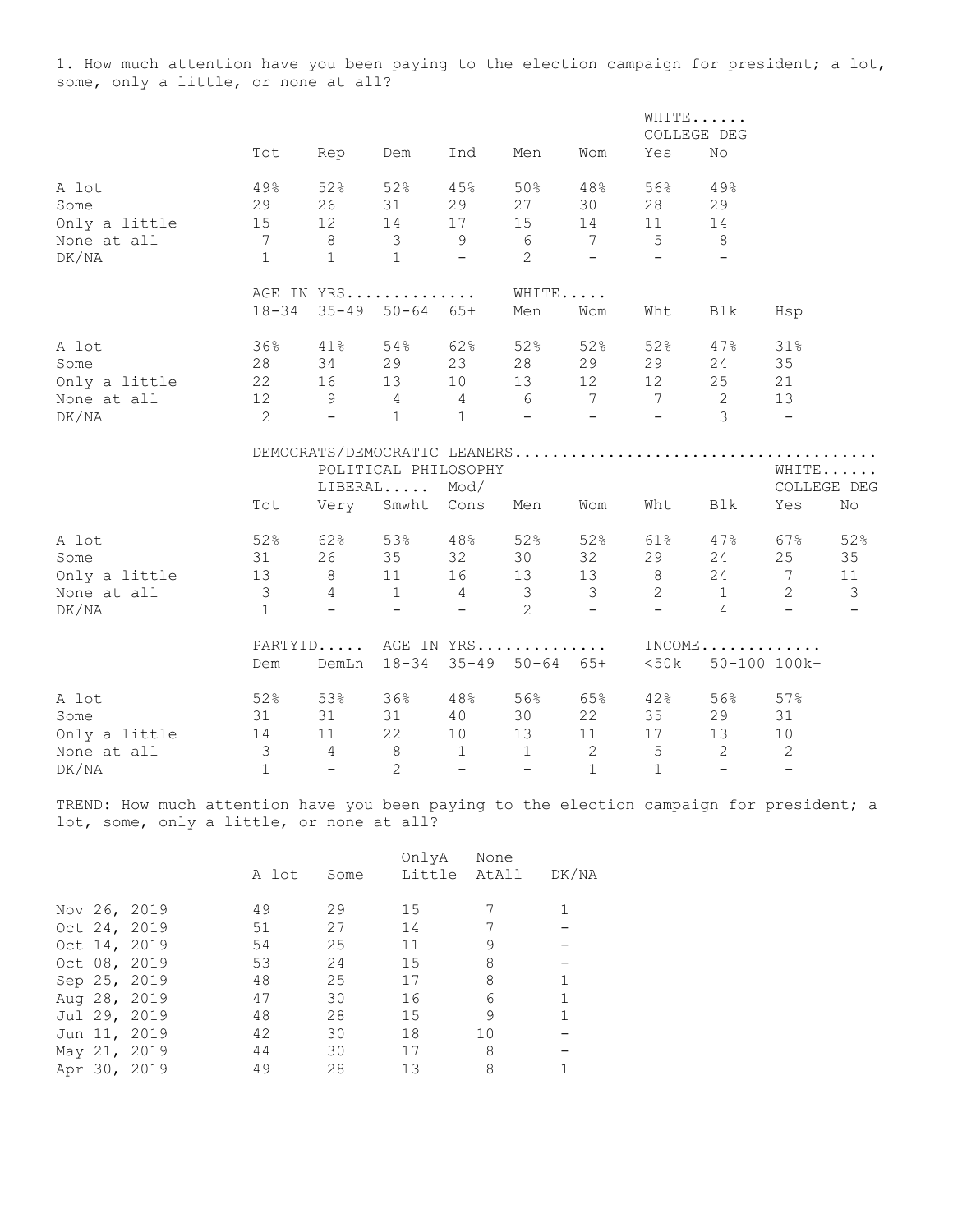1. How much attention have you been paying to the election campaign for president; a lot, some, only a little, or none at all?

| | Tot | Rep | Dem | Ind | Men | Wom | WHITE...... COLLEGE DEG Yes | No |
|---|---|---|---|---|---|---|---|---|
| A lot | 49% | 52% | 52% | 45% | 50% | 48% | 56% | 49% |
| Some | 29 | 26 | 31 | 29 | 27 | 30 | 28 | 29 |
| Only a little | 15 | 12 | 14 | 17 | 15 | 14 | 11 | 14 |
| None at all | 7 | 8 | 3 | 9 | 6 | 7 | 5 | 8 |
| DK/NA | 1 | 1 | 1 | - | 2 | - | - | - |

| | AGE IN YRS.............. 18-34 | 35-49 | 50-64 | 65+ | WHITE..... Men | Wom | Wht | Blk | Hsp |
|---|---|---|---|---|---|---|---|---|---|
| A lot | 36% | 41% | 54% | 62% | 52% | 52% | 52% | 47% | 31% |
| Some | 28 | 34 | 29 | 23 | 28 | 29 | 29 | 24 | 35 |
| Only a little | 22 | 16 | 13 | 10 | 13 | 12 | 12 | 25 | 21 |
| None at all | 12 | 9 | 4 | 4 | 6 | 7 | 7 | 2 | 13 |
| DK/NA | 2 | - | 1 | 1 | - | - | - | 3 | - |

DEMOCRATS/DEMOCRATIC LEANERS.....................................

| | Tot | POLITICAL PHILOSOPHY LIBERAL..... Very | Smwht | Mod/ Cons | Men | Wom | Wht | Blk | WHITE...... COLLEGE DEG Yes | No |
|---|---|---|---|---|---|---|---|---|---|---|
| A lot | 52% | 62% | 53% | 48% | 52% | 52% | 61% | 47% | 67% | 52% |
| Some | 31 | 26 | 35 | 32 | 30 | 32 | 29 | 24 | 25 | 35 |
| Only a little | 13 | 8 | 11 | 16 | 13 | 13 | 8 | 24 | 7 | 11 |
| None at all | 3 | 4 | 1 | 4 | 3 | 3 | 2 | 1 | 2 | 3 |
| DK/NA | 1 | - | - | - | 2 | - | - | 4 | - | - |

| | PARTYID..... Dem | DemLn | AGE IN YRS.............. 18-34 | 35-49 | 50-64 | 65+ | INCOME............. <50k | 50-100 | 100k+ |
|---|---|---|---|---|---|---|---|---|---|
| A lot | 52% | 53% | 36% | 48% | 56% | 65% | 42% | 56% | 57% |
| Some | 31 | 31 | 31 | 40 | 30 | 22 | 35 | 29 | 31 |
| Only a little | 14 | 11 | 22 | 10 | 13 | 11 | 17 | 13 | 10 |
| None at all | 3 | 4 | 8 | 1 | 1 | 2 | 5 | 2 | 2 |
| DK/NA | 1 | - | 2 | - | - | 1 | 1 | - | - |

TREND: How much attention have you been paying to the election campaign for president; a lot, some, only a little, or none at all?

| | A lot | Some | OnlyA Little | None AtAll | DK/NA |
|---|---|---|---|---|---|
| Nov 26, 2019 | 49 | 29 | 15 | 7 | 1 |
| Oct 24, 2019 | 51 | 27 | 14 | 7 | - |
| Oct 14, 2019 | 54 | 25 | 11 | 9 | - |
| Oct 08, 2019 | 53 | 24 | 15 | 8 | - |
| Sep 25, 2019 | 48 | 25 | 17 | 8 | 1 |
| Aug 28, 2019 | 47 | 30 | 16 | 6 | 1 |
| Jul 29, 2019 | 48 | 28 | 15 | 9 | 1 |
| Jun 11, 2019 | 42 | 30 | 18 | 10 | - |
| May 21, 2019 | 44 | 30 | 17 | 8 | - |
| Apr 30, 2019 | 49 | 28 | 13 | 8 | 1 |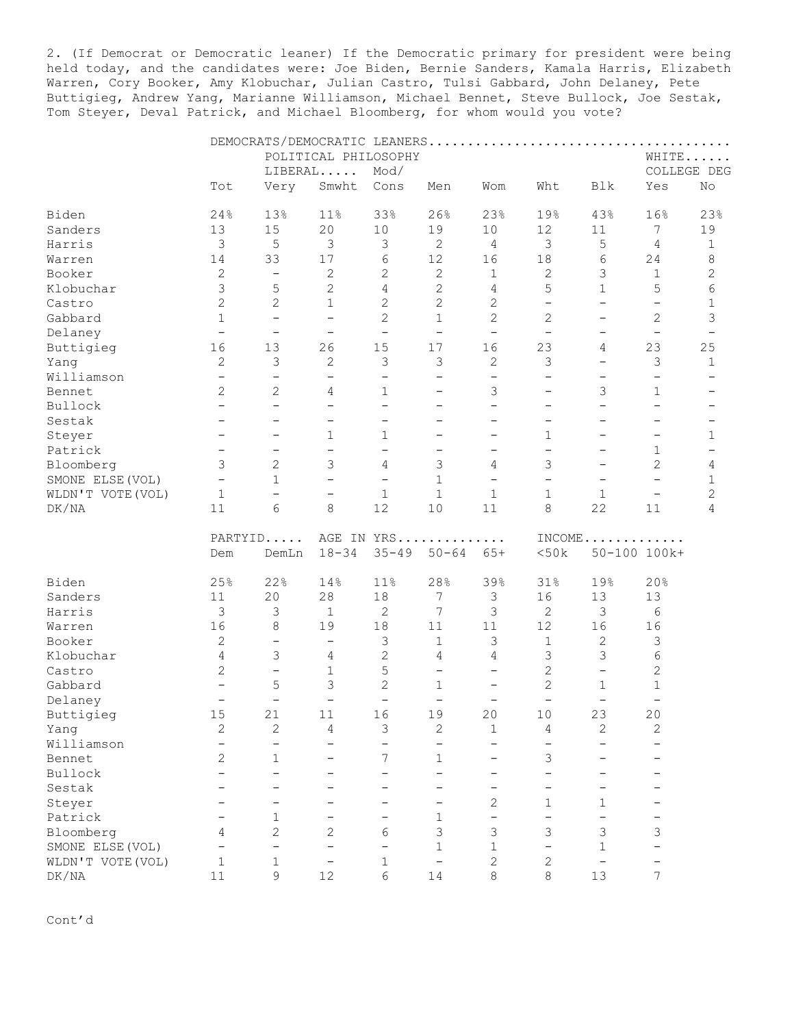2. (If Democrat or Democratic leaner) If the Democratic primary for president were being held today, and the candidates were: Joe Biden, Bernie Sanders, Kamala Harris, Elizabeth Warren, Cory Booker, Amy Klobuchar, Julian Castro, Tulsi Gabbard, John Delaney, Pete Buttigieg, Andrew Yang, Marianne Williamson, Michael Bennet, Steve Bullock, Joe Sestak, Tom Steyer, Deval Patrick, and Michael Bloomberg, for whom would you vote?

| | DEMOCRATS/DEMOCRATIC LEANERS | | | | | | | | | |
|---|---|---|---|---|---|---|---|---|---|---|
| | | POLITICAL PHILOSOPHY | | | | | | | WHITE | |
| | | LIBERAL | | Mod/ | | | | | COLLEGE DEG | |
| | Tot | Very | Smwht | Cons | Men | Wom | Wht | Blk | Yes | No |
| Biden | 24% | 13% | 11% | 33% | 26% | 23% | 19% | 43% | 16% | 23% |
| Sanders | 13 | 15 | 20 | 10 | 19 | 10 | 12 | 11 | 7 | 19 |
| Harris | 3 | 5 | 3 | 3 | 2 | 4 | 3 | 5 | 4 | 1 |
| Warren | 14 | 33 | 17 | 6 | 12 | 16 | 18 | 6 | 24 | 8 |
| Booker | 2 | - | 2 | 2 | 2 | 1 | 2 | 3 | 1 | 2 |
| Klobuchar | 3 | 5 | 2 | 4 | 2 | 4 | 5 | 1 | 5 | 6 |
| Castro | 2 | 2 | 1 | 2 | 2 | 2 | - | - | - | 1 |
| Gabbard | 1 | - | - | 2 | 1 | 2 | 2 | - | 2 | 3 |
| Delaney | - | - | - | - | - | - | - | - | - | - |
| Buttigieg | 16 | 13 | 26 | 15 | 17 | 16 | 23 | 4 | 23 | 25 |
| Yang | 2 | 3 | 2 | 3 | 3 | 2 | 3 | - | 3 | 1 |
| Williamson | - | - | - | - | - | - | - | - | - | - |
| Bennet | 2 | 2 | 4 | 1 | - | 3 | - | 3 | 1 | - |
| Bullock | - | - | - | - | - | - | - | - | - | - |
| Sestak | - | - | - | - | - | - | - | - | - | - |
| Steyer | - | - | 1 | 1 | - | - | 1 | - | - | 1 |
| Patrick | - | - | - | - | - | - | - | - | 1 | - |
| Bloomberg | 3 | 2 | 3 | 4 | 3 | 4 | 3 | - | 2 | 4 |
| SMONE ELSE(VOL) | - | 1 | - | - | 1 | - | - | - | - | 1 |
| WLDN'T VOTE(VOL) | 1 | - | - | 1 | 1 | 1 | 1 | 1 | - | 2 |
| DK/NA | 11 | 6 | 8 | 12 | 10 | 11 | 8 | 22 | 11 | 4 |

| | PARTYID | | AGE IN YRS | | | | INCOME | | |
|---|---|---|---|---|---|---|---|---|---|
| | Dem | DemLn | 18-34 | 35-49 | 50-64 | 65+ | <50k | 50-100 | 100k+ |
| Biden | 25% | 22% | 14% | 11% | 28% | 39% | 31% | 19% | 20% |
| Sanders | 11 | 20 | 28 | 18 | 7 | 3 | 16 | 13 | 13 |
| Harris | 3 | 3 | 1 | 2 | 7 | 3 | 2 | 3 | 6 |
| Warren | 16 | 8 | 19 | 18 | 11 | 11 | 12 | 16 | 16 |
| Booker | 2 | - | - | 3 | 1 | 3 | 1 | 2 | 3 |
| Klobuchar | 4 | 3 | 4 | 2 | 4 | 4 | 3 | 3 | 6 |
| Castro | 2 | - | 1 | 5 | - | - | 2 | - | 2 |
| Gabbard | - | 5 | 3 | 2 | 1 | - | 2 | 1 | 1 |
| Delaney | - | - | - | - | - | - | - | - | - |
| Buttigieg | 15 | 21 | 11 | 16 | 19 | 20 | 10 | 23 | 20 |
| Yang | 2 | 2 | 4 | 3 | 2 | 1 | 4 | 2 | 2 |
| Williamson | - | - | - | - | - | - | - | - | - |
| Bennet | 2 | 1 | - | 7 | 1 | - | 3 | - | - |
| Bullock | - | - | - | - | - | - | - | - | - |
| Sestak | - | - | - | - | - | - | - | - | - |
| Steyer | - | - | - | - | - | 2 | 1 | 1 | - |
| Patrick | - | 1 | - | - | 1 | - | - | - | - |
| Bloomberg | 4 | 2 | 2 | 6 | 3 | 3 | 3 | 3 | 3 |
| SMONE ELSE(VOL) | - | - | - | - | 1 | 1 | - | 1 | - |
| WLDN'T VOTE(VOL) | 1 | 1 | - | 1 | - | 2 | 2 | - | - |
| DK/NA | 11 | 9 | 12 | 6 | 14 | 8 | 8 | 13 | 7 |

Cont'd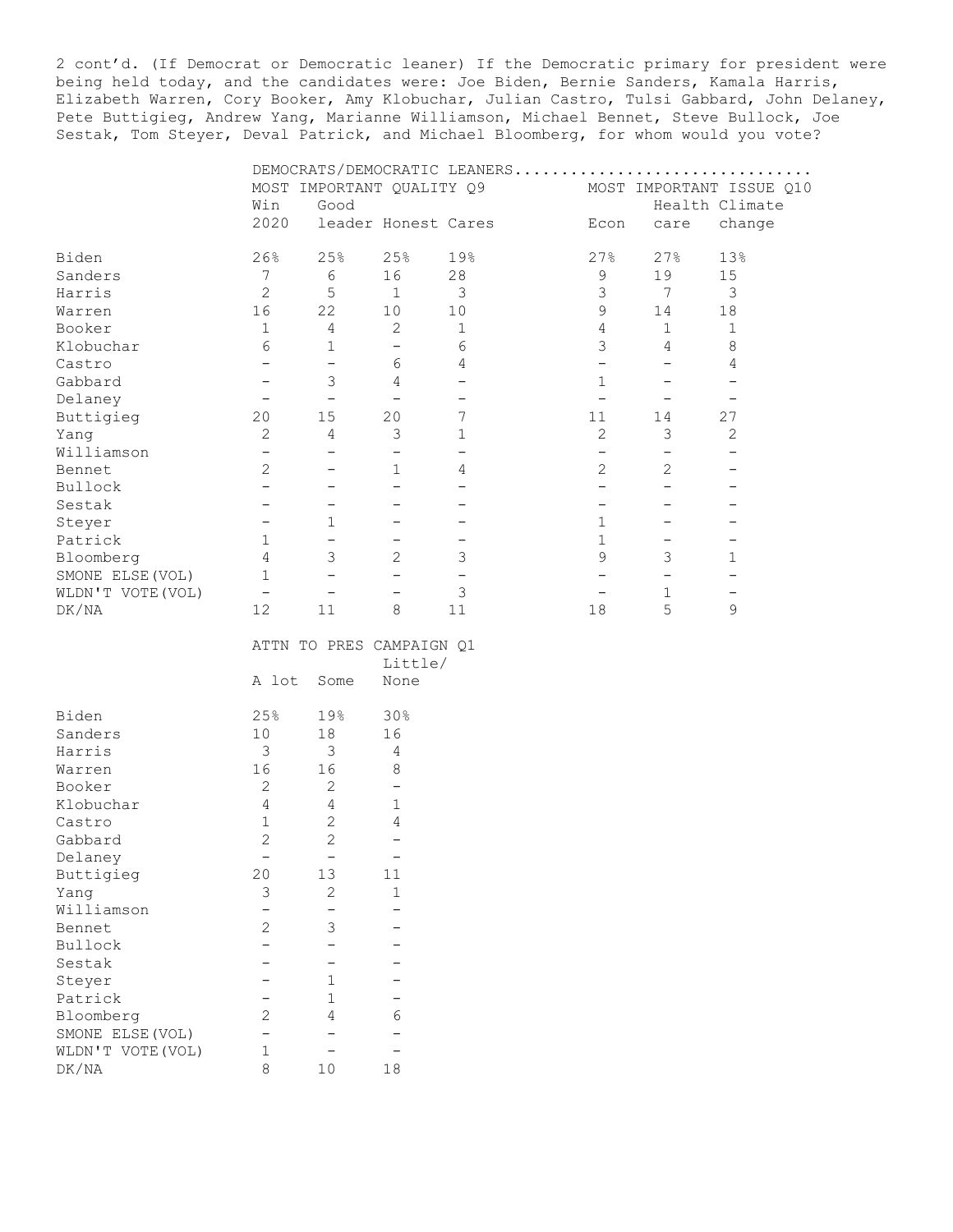2 cont'd. (If Democrat or Democratic leaner) If the Democratic primary for president were being held today, and the candidates were: Joe Biden, Bernie Sanders, Kamala Harris, Elizabeth Warren, Cory Booker, Amy Klobuchar, Julian Castro, Tulsi Gabbard, John Delaney, Pete Buttigieg, Andrew Yang, Marianne Williamson, Michael Bennet, Steve Bullock, Joe Sestak, Tom Steyer, Deval Patrick, and Michael Bloomberg, for whom would you vote?

| | DEMOCRATS/DEMOCRATIC LEANERS | | | | | | |
|---|---|---|---|---|---|---|---|
| | MOST IMPORTANT QUALITY Q9 | | | | MOST IMPORTANT ISSUE Q10 | | |
| | Win 2020 | Good leader | Honest | Cares | Econ | Health care | Climate change |
| Biden | 26% | 25% | 25% | 19% | 27% | 27% | 13% |
| Sanders | 7 | 6 | 16 | 28 | 9 | 19 | 15 |
| Harris | 2 | 5 | 1 | 3 | 3 | 7 | 3 |
| Warren | 16 | 22 | 10 | 10 | 9 | 14 | 18 |
| Booker | 1 | 4 | 2 | 1 | 4 | 1 | 1 |
| Klobuchar | 6 | 1 | - | 6 | 3 | 4 | 8 |
| Castro | - | - | 6 | 4 | - | - | 4 |
| Gabbard | - | 3 | 4 | - | 1 | - | - |
| Delaney | - | - | - | - | - | - | - |
| Buttigieg | 20 | 15 | 20 | 7 | 11 | 14 | 27 |
| Yang | 2 | 4 | 3 | 1 | 2 | 3 | 2 |
| Williamson | - | - | - | - | - | - | - |
| Bennet | 2 | - | 1 | 4 | 2 | 2 | - |
| Bullock | - | - | - | - | - | - | - |
| Sestak | - | - | - | - | - | - | - |
| Steyer | - | 1 | - | - | 1 | - | - |
| Patrick | 1 | - | - | - | 1 | - | - |
| Bloomberg | 4 | 3 | 2 | 3 | 9 | 3 | 1 |
| SMONE ELSE(VOL) | 1 | - | - | - | - | - | - |
| WLDN'T VOTE(VOL) | - | - | - | 3 | - | 1 | - |
| DK/NA | 12 | 11 | 8 | 11 | 18 | 5 | 9 |

| | ATTN TO PRES CAMPAIGN Q1 | | |
|---|---|---|---|
| | A lot | Some | Little/ None |
| Biden | 25% | 19% | 30% |
| Sanders | 10 | 18 | 16 |
| Harris | 3 | 3 | 4 |
| Warren | 16 | 16 | 8 |
| Booker | 2 | 2 | - |
| Klobuchar | 4 | 4 | 1 |
| Castro | 1 | 2 | 4 |
| Gabbard | 2 | 2 | - |
| Delaney | - | - | - |
| Buttigieg | 20 | 13 | 11 |
| Yang | 3 | 2 | 1 |
| Williamson | - | - | - |
| Bennet | 2 | 3 | - |
| Bullock | - | - | - |
| Sestak | - | - | - |
| Steyer | - | 1 | - |
| Patrick | - | 1 | - |
| Bloomberg | 2 | 4 | 6 |
| SMONE ELSE(VOL) | - | - | - |
| WLDN'T VOTE(VOL) | 1 | - | - |
| DK/NA | 8 | 10 | 18 |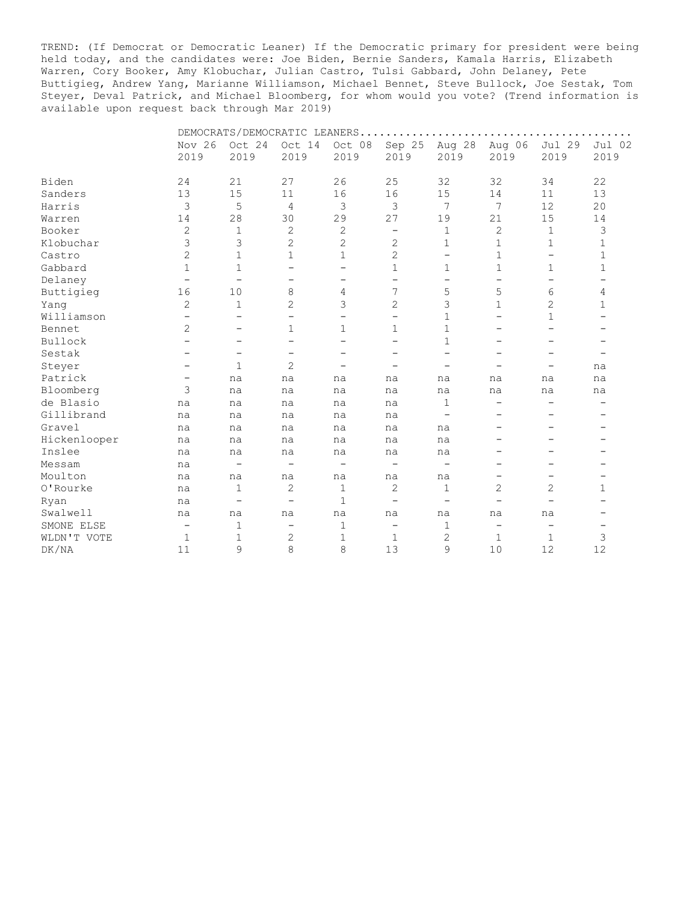TREND: (If Democrat or Democratic Leaner) If the Democratic primary for president were being held today, and the candidates were: Joe Biden, Bernie Sanders, Kamala Harris, Elizabeth Warren, Cory Booker, Amy Klobuchar, Julian Castro, Tulsi Gabbard, John Delaney, Pete Buttigieg, Andrew Yang, Marianne Williamson, Michael Bennet, Steve Bullock, Joe Sestak, Tom Steyer, Deval Patrick, and Michael Bloomberg, for whom would you vote? (Trend information is available upon request back through Mar 2019)

| | DEMOCRATS/DEMOCRATIC LEANERS | | | | | | | | |
|---|---|---|---|---|---|---|---|---|---|
| | Nov 26 2019 | Oct 24 2019 | Oct 14 2019 | Oct 08 2019 | Sep 25 2019 | Aug 28 2019 | Aug 06 2019 | Jul 29 2019 | Jul 02 2019 |
| Biden | 24 | 21 | 27 | 26 | 25 | 32 | 32 | 34 | 22 |
| Sanders | 13 | 15 | 11 | 16 | 16 | 15 | 14 | 11 | 13 |
| Harris | 3 | 5 | 4 | 3 | 3 | 7 | 7 | 12 | 20 |
| Warren | 14 | 28 | 30 | 29 | 27 | 19 | 21 | 15 | 14 |
| Booker | 2 | 1 | 2 | 2 | - | 1 | 2 | 1 | 3 |
| Klobuchar | 3 | 3 | 2 | 2 | 2 | 1 | 1 | 1 | 1 |
| Castro | 2 | 1 | 1 | 1 | 2 | - | 1 | - | 1 |
| Gabbard | 1 | 1 | - | - | 1 | 1 | 1 | 1 | 1 |
| Delaney | - | - | - | - | - | - | - | - | - |
| Buttigieg | 16 | 10 | 8 | 4 | 7 | 5 | 5 | 6 | 4 |
| Yang | 2 | 1 | 2 | 3 | 2 | 3 | 1 | 2 | 1 |
| Williamson | - | - | - | - | - | 1 | - | 1 | - |
| Bennet | 2 | - | 1 | 1 | 1 | 1 | - | - | - |
| Bullock | - | - | - | - | - | 1 | - | - | - |
| Sestak | - | - | - | - | - | - | - | - | - |
| Steyer | - | 1 | 2 | - | - | - | - | - | na |
| Patrick | - | na | na | na | na | na | na | na | na |
| Bloomberg | 3 | na | na | na | na | na | na | na | na |
| de Blasio | na | na | na | na | na | 1 | - | - | - |
| Gillibrand | na | na | na | na | na | - | - | - | - |
| Gravel | na | na | na | na | na | na | - | - | - |
| Hickenlooper | na | na | na | na | na | na | - | - | - |
| Inslee | na | na | na | na | na | na | - | - | - |
| Messam | na | - | - | - | - | - | - | - | - |
| Moulton | na | na | na | na | na | na | - | - | - |
| O'Rourke | na | 1 | 2 | 1 | 2 | 1 | 2 | 2 | 1 |
| Ryan | na | - | - | 1 | - | - | - | - | - |
| Swalwell | na | na | na | na | na | na | na | na | - |
| SMONE ELSE | - | 1 | - | 1 | - | 1 | - | - | - |
| WLDN'T VOTE | 1 | 1 | 2 | 1 | 1 | 2 | 1 | 1 | 3 |
| DK/NA | 11 | 9 | 8 | 8 | 13 | 9 | 10 | 12 | 12 |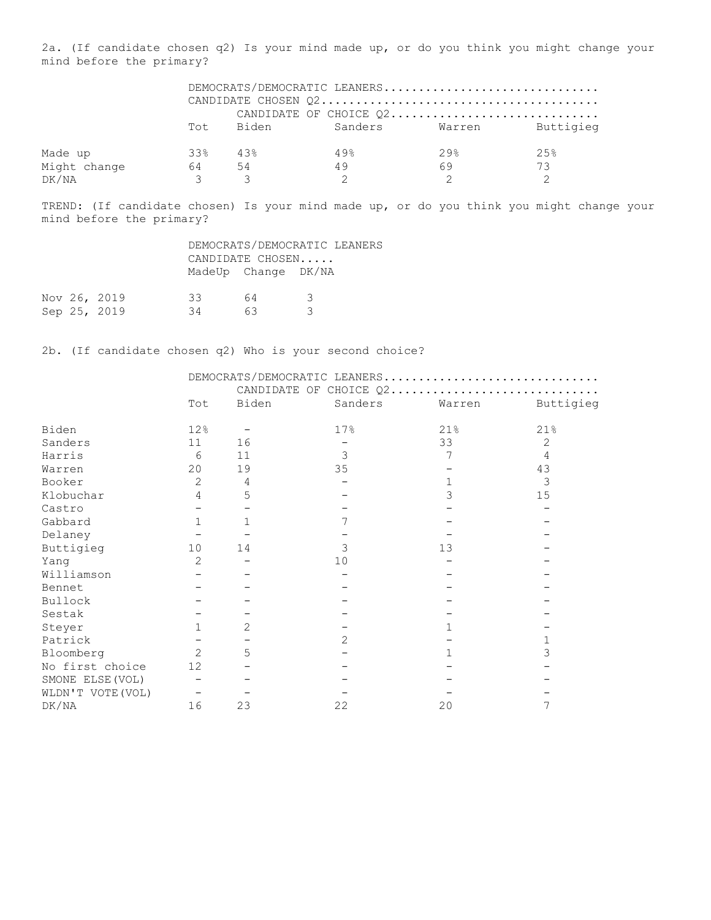2a. (If candidate chosen q2) Is your mind made up, or do you think you might change your mind before the primary?

| | DEMOCRATS/DEMOCRATIC LEANERS | | | | |
|---|---|---|---|---|---|
| | CANDIDATE CHOSEN Q2 | | | | |
| | | CANDIDATE OF CHOICE Q2 | | | |
| | Tot | Biden | Sanders | Warren | Buttigieg |
| Made up | 33% | 43% | 49% | 29% | 25% |
| Might change | 64 | 54 | 49 | 69 | 73 |
| DK/NA | 3 | 3 | 2 | 2 | 2 |

TREND: (If candidate chosen) Is your mind made up, or do you think you might change your mind before the primary?

| | DEMOCRATS/DEMOCRATIC LEANERS | | |
|---|---|---|---|
| | CANDIDATE CHOSEN | | |
| | MadeUp | Change | DK/NA |
| Nov 26, 2019 | 33 | 64 | 3 |
| Sep 25, 2019 | 34 | 63 | 3 |

2b. (If candidate chosen q2) Who is your second choice?

| | DEMOCRATS/DEMOCRATIC LEANERS | | | | |
|---|---|---|---|---|---|
| | | CANDIDATE OF CHOICE Q2 | | | |
| | Tot | Biden | Sanders | Warren | Buttigieg |
| Biden | 12% | - | 17% | 21% | 21% |
| Sanders | 11 | 16 | - | 33 | 2 |
| Harris | 6 | 11 | 3 | 7 | 4 |
| Warren | 20 | 19 | 35 | - | 43 |
| Booker | 2 | 4 | - | 1 | 3 |
| Klobuchar | 4 | 5 | - | 3 | 15 |
| Castro | - | - | - | - | - |
| Gabbard | 1 | 1 | 7 | - | - |
| Delaney | - | - | - | - | - |
| Buttigieg | 10 | 14 | 3 | 13 | - |
| Yang | 2 | - | 10 | - | - |
| Williamson | - | - | - | - | - |
| Bennet | - | - | - | - | - |
| Bullock | - | - | - | - | - |
| Sestak | - | - | - | - | - |
| Steyer | 1 | 2 | - | 1 | - |
| Patrick | - | - | 2 | - | 1 |
| Bloomberg | 2 | 5 | - | 1 | 3 |
| No first choice | 12 | - | - | - | - |
| SMONE ELSE(VOL) | - | - | - | - | - |
| WLDN'T VOTE(VOL) | - | - | - | - | - |
| DK/NA | 16 | 23 | 22 | 20 | 7 |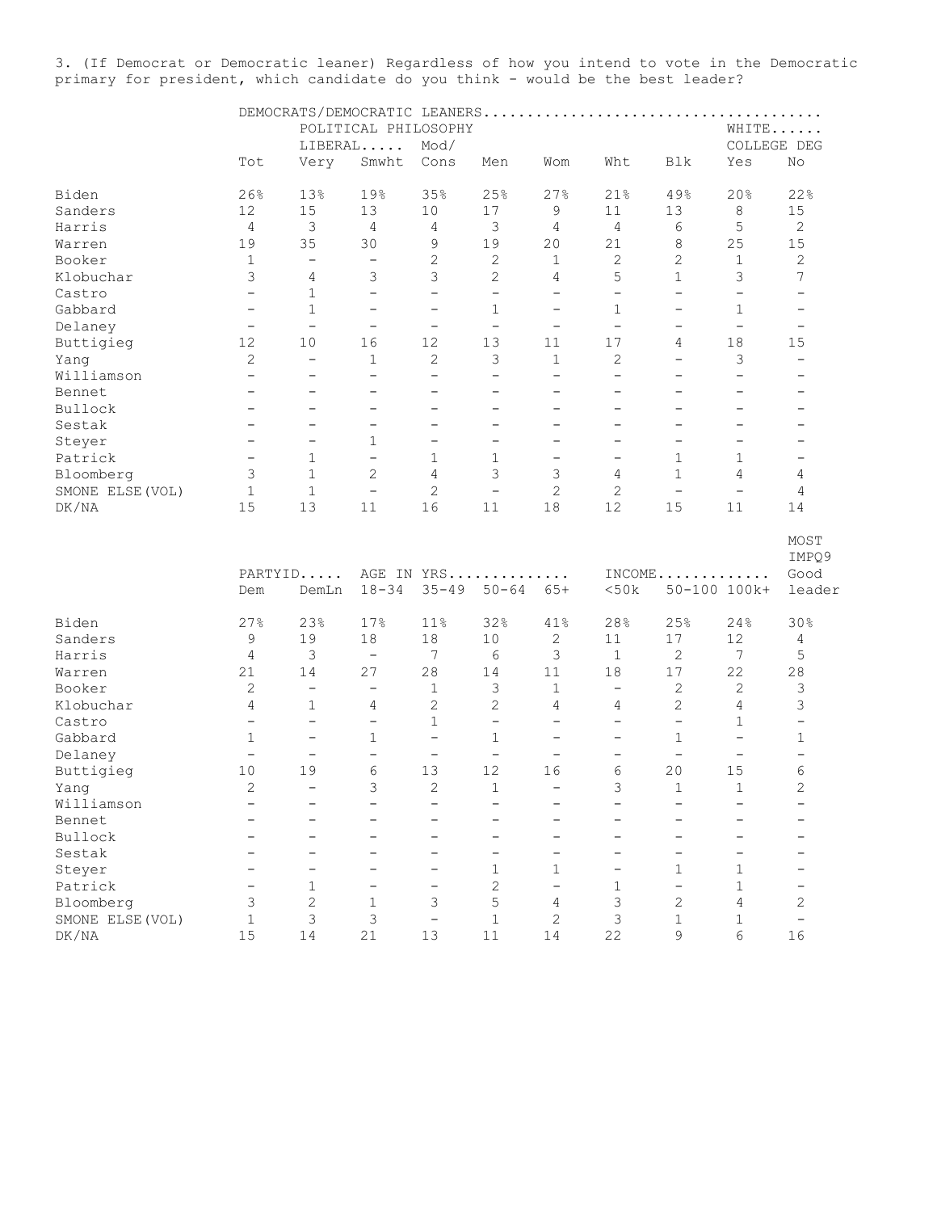3. (If Democrat or Democratic leaner) Regardless of how you intend to vote in the Democratic primary for president, which candidate do you think - would be the best leader?

| | DEMOCRATS/DEMOCRATIC LEANERS | | | | | | | | | |
|---|---|---|---|---|---|---|---|---|---|---|
| | | POLITICAL PHILOSOPHY | | | | | | | WHITE | |
| | | LIBERAL | | Mod/ | | | | | COLLEGE DEG | |
| | Tot | Very | Smwht | Cons | Men | Wom | Wht | Blk | Yes | No |
| Biden | 26% | 13% | 19% | 35% | 25% | 27% | 21% | 49% | 20% | 22% |
| Sanders | 12 | 15 | 13 | 10 | 17 | 9 | 11 | 13 | 8 | 15 |
| Harris | 4 | 3 | 4 | 4 | 3 | 4 | 4 | 6 | 5 | 2 |
| Warren | 19 | 35 | 30 | 9 | 19 | 20 | 21 | 8 | 25 | 15 |
| Booker | 1 | - | - | 2 | 2 | 1 | 2 | 2 | 1 | 2 |
| Klobuchar | 3 | 4 | 3 | 3 | 2 | 4 | 5 | 1 | 3 | 7 |
| Castro | - | 1 | - | - | - | - | - | - | - | - |
| Gabbard | - | 1 | - | - | 1 | - | 1 | - | 1 | - |
| Delaney | - | - | - | - | - | - | - | - | - | - |
| Buttigieg | 12 | 10 | 16 | 12 | 13 | 11 | 17 | 4 | 18 | 15 |
| Yang | 2 | - | 1 | 2 | 3 | 1 | 2 | - | 3 | - |
| Williamson | - | - | - | - | - | - | - | - | - | - |
| Bennet | - | - | - | - | - | - | - | - | - | - |
| Bullock | - | - | - | - | - | - | - | - | - | - |
| Sestak | - | - | - | - | - | - | - | - | - | - |
| Steyer | - | - | 1 | - | - | - | - | - | - | - |
| Patrick | - | 1 | - | 1 | 1 | - | - | 1 | 1 | - |
| Bloomberg | 3 | 1 | 2 | 4 | 3 | 3 | 4 | 1 | 4 | 4 |
| SMONE ELSE(VOL) | 1 | 1 | - | 2 | - | 2 | 2 | - | - | 4 |
| DK/NA | 15 | 13 | 11 | 16 | 11 | 18 | 12 | 15 | 11 | 14 |

| | PARTYID | | AGE IN YRS | | | | INCOME | | | MOST IMPQ9 |
|---|---|---|---|---|---|---|---|---|---|---|
| | Dem | DemLn | 18-34 | 35-49 | 50-64 | 65+ | <50k | 50-100 | 100k+ | Good leader |
| Biden | 27% | 23% | 17% | 11% | 32% | 41% | 28% | 25% | 24% | 30% |
| Sanders | 9 | 19 | 18 | 18 | 10 | 2 | 11 | 17 | 12 | 4 |
| Harris | 4 | 3 | - | 7 | 6 | 3 | 1 | 2 | 7 | 5 |
| Warren | 21 | 14 | 27 | 28 | 14 | 11 | 18 | 17 | 22 | 28 |
| Booker | 2 | - | - | 1 | 3 | 1 | - | 2 | 2 | 3 |
| Klobuchar | 4 | 1 | 4 | 2 | 2 | 4 | 4 | 2 | 4 | 3 |
| Castro | - | - | - | 1 | - | - | - | - | 1 | - |
| Gabbard | 1 | - | 1 | - | 1 | - | - | 1 | - | 1 |
| Delaney | - | - | - | - | - | - | - | - | - | - |
| Buttigieg | 10 | 19 | 6 | 13 | 12 | 16 | 6 | 20 | 15 | 6 |
| Yang | 2 | - | 3 | 2 | 1 | - | 3 | 1 | 1 | 2 |
| Williamson | - | - | - | - | - | - | - | - | - | - |
| Bennet | - | - | - | - | - | - | - | - | - | - |
| Bullock | - | - | - | - | - | - | - | - | - | - |
| Sestak | - | - | - | - | - | - | - | - | - | - |
| Steyer | - | - | - | - | 1 | 1 | - | 1 | 1 | - |
| Patrick | - | 1 | - | - | 2 | - | 1 | - | 1 | - |
| Bloomberg | 3 | 2 | 1 | 3 | 5 | 4 | 3 | 2 | 4 | 2 |
| SMONE ELSE(VOL) | 1 | 3 | 3 | - | 1 | 2 | 3 | 1 | 1 | - |
| DK/NA | 15 | 14 | 21 | 13 | 11 | 14 | 22 | 9 | 6 | 16 |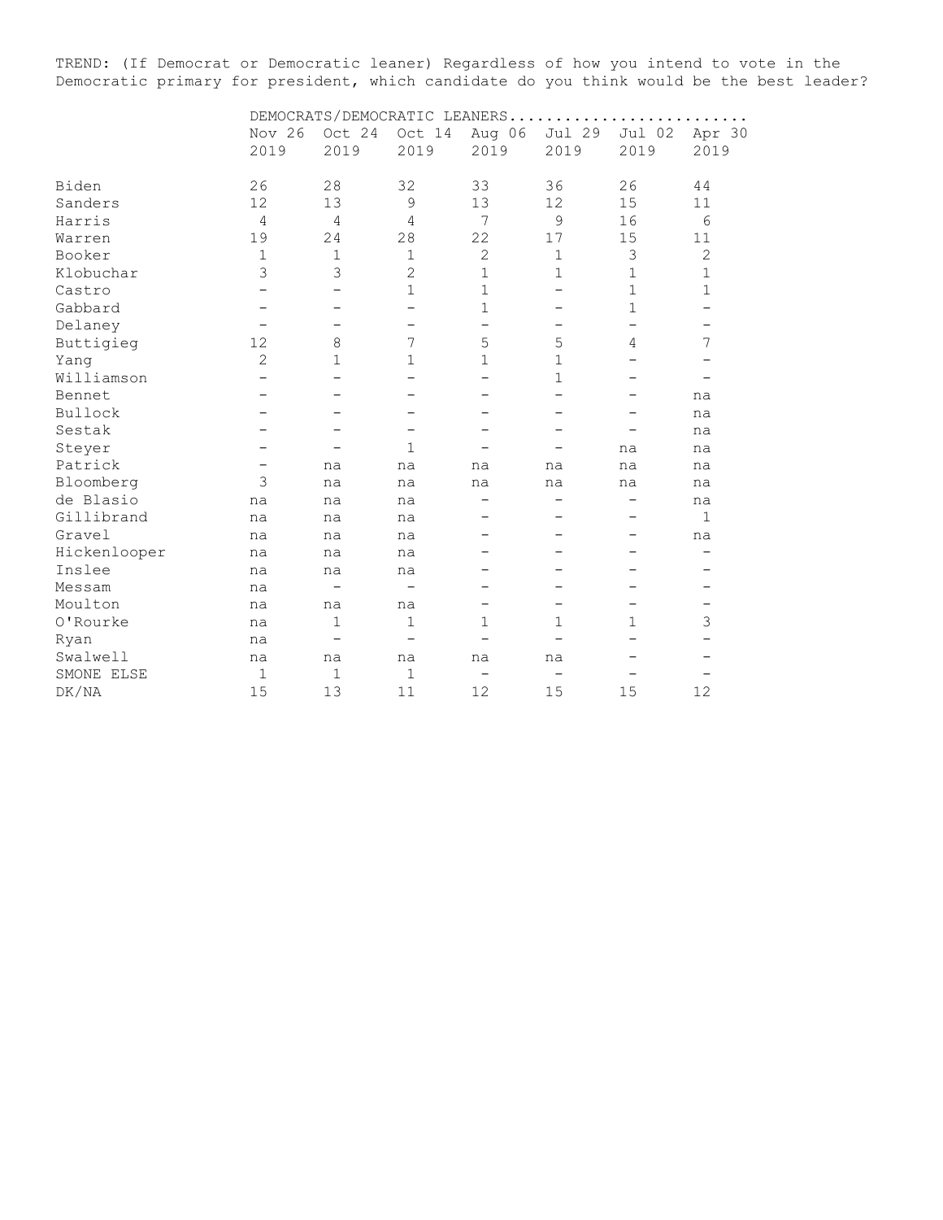TREND: (If Democrat or Democratic leaner) Regardless of how you intend to vote in the Democratic primary for president, which candidate do you think would be the best leader?

| | DEMOCRATS/DEMOCRATIC LEANERS | | | | | | |
|---|---|---|---|---|---|---|---|
| | Nov 26 2019 | Oct 24 2019 | Oct 14 2019 | Aug 06 2019 | Jul 29 2019 | Jul 02 2019 | Apr 30 2019 |
| Biden | 26 | 28 | 32 | 33 | 36 | 26 | 44 |
| Sanders | 12 | 13 | 9 | 13 | 12 | 15 | 11 |
| Harris | 4 | 4 | 4 | 7 | 9 | 16 | 6 |
| Warren | 19 | 24 | 28 | 22 | 17 | 15 | 11 |
| Booker | 1 | 1 | 1 | 2 | 1 | 3 | 2 |
| Klobuchar | 3 | 3 | 2 | 1 | 1 | 1 | 1 |
| Castro | - | - | 1 | 1 | - | 1 | 1 |
| Gabbard | - | - | - | 1 | - | 1 | - |
| Delaney | - | - | - | - | - | - | - |
| Buttigieg | 12 | 8 | 7 | 5 | 5 | 4 | 7 |
| Yang | 2 | 1 | 1 | 1 | 1 | - | - |
| Williamson | - | - | - | - | 1 | - | - |
| Bennet | - | - | - | - | - | - | na |
| Bullock | - | - | - | - | - | - | na |
| Sestak | - | - | - | - | - | - | na |
| Steyer | - | - | 1 | - | - | na | na |
| Patrick | - | na | na | na | na | na | na |
| Bloomberg | 3 | na | na | na | na | na | na |
| de Blasio | na | na | na | - | - | - | na |
| Gillibrand | na | na | na | - | - | - | 1 |
| Gravel | na | na | na | - | - | - | na |
| Hickenlooper | na | na | na | - | - | - | - |
| Inslee | na | na | na | - | - | - | - |
| Messam | na | - | - | - | - | - | - |
| Moulton | na | na | na | - | - | - | - |
| O'Rourke | na | 1 | 1 | 1 | 1 | 1 | 3 |
| Ryan | na | - | - | - | - | - | - |
| Swalwell | na | na | na | na | na | - | - |
| SMONE ELSE | 1 | 1 | 1 | - | - | - | - |
| DK/NA | 15 | 13 | 11 | 12 | 15 | 15 | 12 |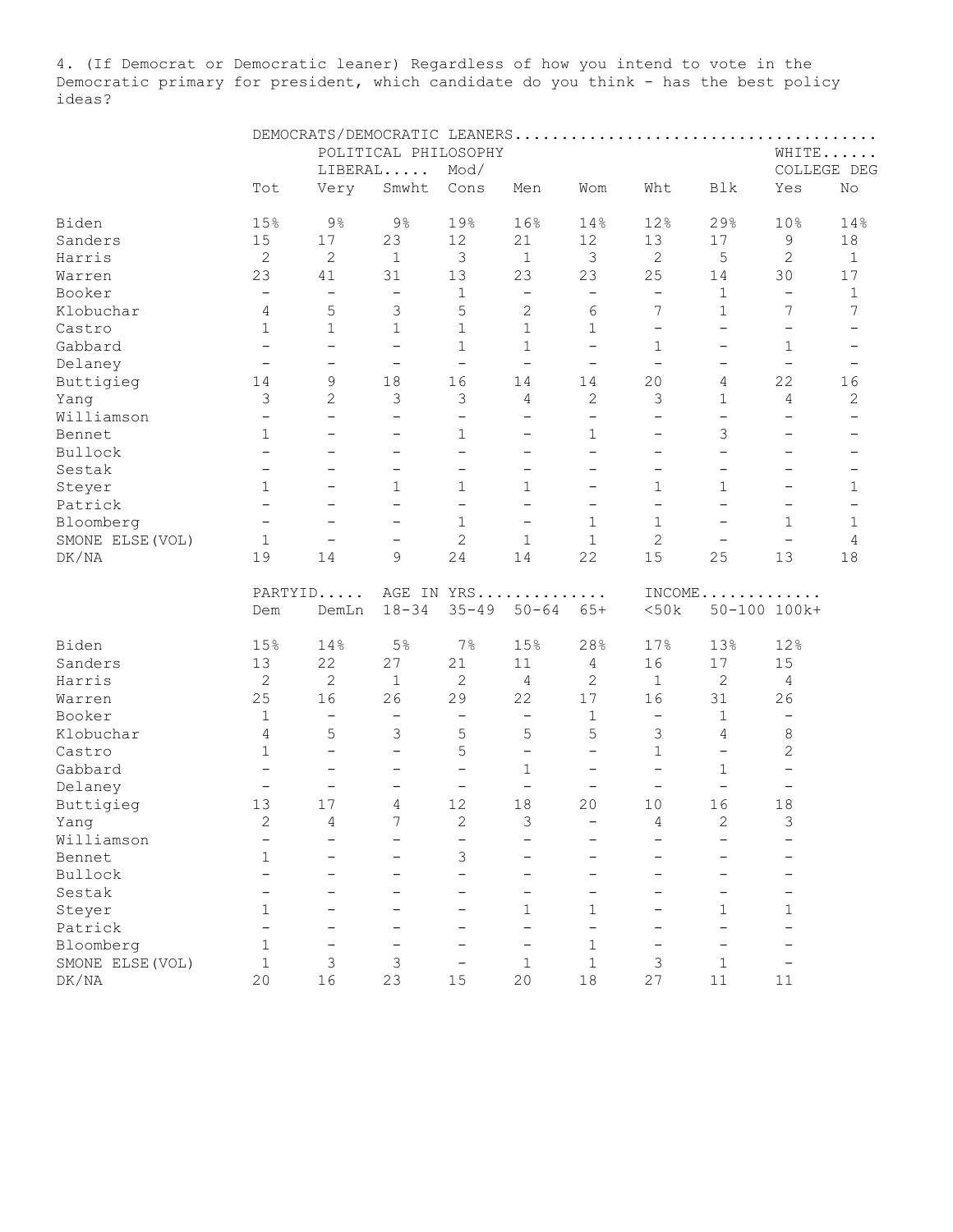4. (If Democrat or Democratic leaner) Regardless of how you intend to vote in the Democratic primary for president, which candidate do you think - has the best policy ideas?

| | DEMOCRATS/DEMOCRATIC LEANERS | | | | | | | | | |
|---|---|---|---|---|---|---|---|---|---|---|
| | | POLITICAL PHILOSOPHY | | | | | | | WHITE | |
| | | LIBERAL | | Mod/ | | | | | COLLEGE DEG | |
| | Tot | Very | Smwht | Cons | Men | Wom | Wht | Blk | Yes | No |
| Biden | 15% | 9% | 9% | 19% | 16% | 14% | 12% | 29% | 10% | 14% |
| Sanders | 15 | 17 | 23 | 12 | 21 | 12 | 13 | 17 | 9 | 18 |
| Harris | 2 | 2 | 1 | 3 | 1 | 3 | 2 | 5 | 2 | 1 |
| Warren | 23 | 41 | 31 | 13 | 23 | 23 | 25 | 14 | 30 | 17 |
| Booker | - | - | - | 1 | - | - | - | 1 | - | 1 |
| Klobuchar | 4 | 5 | 3 | 5 | 2 | 6 | 7 | 1 | 7 | 7 |
| Castro | 1 | 1 | 1 | 1 | 1 | 1 | - | - | - | - |
| Gabbard | - | - | - | 1 | 1 | - | 1 | - | 1 | - |
| Delaney | - | - | - | - | - | - | - | - | - | - |
| Buttigieg | 14 | 9 | 18 | 16 | 14 | 14 | 20 | 4 | 22 | 16 |
| Yang | 3 | 2 | 3 | 3 | 4 | 2 | 3 | 1 | 4 | 2 |
| Williamson | - | - | - | - | - | - | - | - | - | - |
| Bennet | 1 | - | - | 1 | - | 1 | - | 3 | - | - |
| Bullock | - | - | - | - | - | - | - | - | - | - |
| Sestak | - | - | - | - | - | - | - | - | - | - |
| Steyer | 1 | - | 1 | 1 | 1 | - | 1 | 1 | - | 1 |
| Patrick | - | - | - | - | - | - | - | - | - | - |
| Bloomberg | - | - | - | 1 | - | 1 | 1 | - | 1 | 1 |
| SMONE ELSE(VOL) | 1 | - | - | 2 | 1 | 1 | 2 | - | - | 4 |
| DK/NA | 19 | 14 | 9 | 24 | 14 | 22 | 15 | 25 | 13 | 18 |

| | PARTYID | | AGE IN YRS | | | | INCOME | | |
|---|---|---|---|---|---|---|---|---|---|
| | Dem | DemLn | 18-34 | 35-49 | 50-64 | 65+ | <50k | 50-100 | 100k+ |
| Biden | 15% | 14% | 5% | 7% | 15% | 28% | 17% | 13% | 12% |
| Sanders | 13 | 22 | 27 | 21 | 11 | 4 | 16 | 17 | 15 |
| Harris | 2 | 2 | 1 | 2 | 4 | 2 | 1 | 2 | 4 |
| Warren | 25 | 16 | 26 | 29 | 22 | 17 | 16 | 31 | 26 |
| Booker | 1 | - | - | - | - | 1 | - | 1 | - |
| Klobuchar | 4 | 5 | 3 | 5 | 5 | 5 | 3 | 4 | 8 |
| Castro | 1 | - | - | 5 | - | - | 1 | - | 2 |
| Gabbard | - | - | - | - | 1 | - | - | 1 | - |
| Delaney | - | - | - | - | - | - | - | - | - |
| Buttigieg | 13 | 17 | 4 | 12 | 18 | 20 | 10 | 16 | 18 |
| Yang | 2 | 4 | 7 | 2 | 3 | - | 4 | 2 | 3 |
| Williamson | - | - | - | - | - | - | - | - | - |
| Bennet | 1 | - | - | 3 | - | - | - | - | - |
| Bullock | - | - | - | - | - | - | - | - | - |
| Sestak | - | - | - | - | - | - | - | - | - |
| Steyer | 1 | - | - | - | 1 | 1 | - | 1 | 1 |
| Patrick | - | - | - | - | - | - | - | - | - |
| Bloomberg | 1 | - | - | - | - | 1 | - | - | - |
| SMONE ELSE(VOL) | 1 | 3 | 3 | - | 1 | 1 | 3 | 1 | - |
| DK/NA | 20 | 16 | 23 | 15 | 20 | 18 | 27 | 11 | 11 |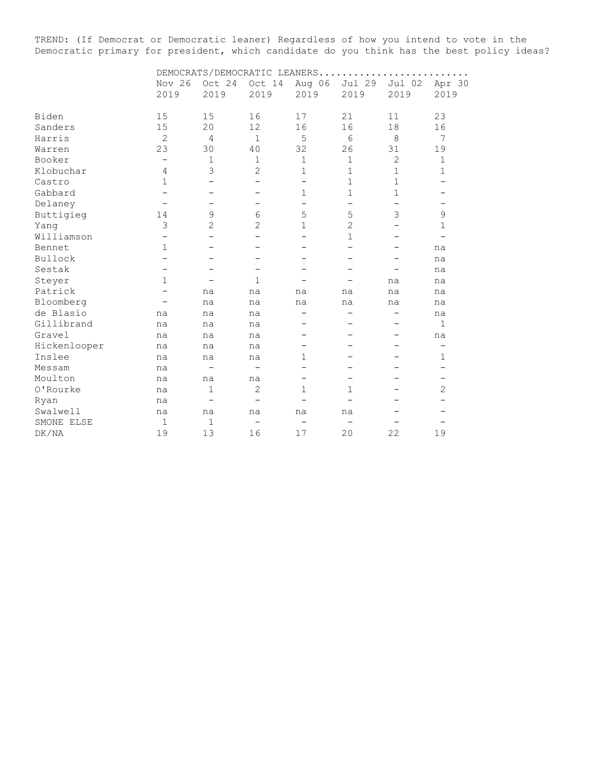TREND: (If Democrat or Democratic leaner) Regardless of how you intend to vote in the Democratic primary for president, which candidate do you think has the best policy ideas?

| | DEMOCRATS/DEMOCRATIC LEANERS | | | | | | |
|---|---|---|---|---|---|---|---|
| | Nov 26 2019 | Oct 24 2019 | Oct 14 2019 | Aug 06 2019 | Jul 29 2019 | Jul 02 2019 | Apr 30 2019 |
| Biden | 15 | 15 | 16 | 17 | 21 | 11 | 23 |
| Sanders | 15 | 20 | 12 | 16 | 16 | 18 | 16 |
| Harris | 2 | 4 | 1 | 5 | 6 | 8 | 7 |
| Warren | 23 | 30 | 40 | 32 | 26 | 31 | 19 |
| Booker | – | 1 | 1 | 1 | 1 | 2 | 1 |
| Klobuchar | 4 | 3 | 2 | 1 | 1 | 1 | 1 |
| Castro | 1 | – | – | – | 1 | 1 | – |
| Gabbard | – | – | – | 1 | 1 | 1 | – |
| Delaney | – | – | – | – | – | – | – |
| Buttigieg | 14 | 9 | 6 | 5 | 5 | 3 | 9 |
| Yang | 3 | 2 | 2 | 1 | 2 | – | 1 |
| Williamson | – | – | – | – | 1 | – | – |
| Bennet | 1 | – | – | – | – | – | na |
| Bullock | – | – | – | – | – | – | na |
| Sestak | – | – | – | – | – | – | na |
| Steyer | 1 | – | 1 | – | – | na | na |
| Patrick | – | na | na | na | na | na | na |
| Bloomberg | – | na | na | na | na | na | na |
| de Blasio | na | na | na | – | – | – | na |
| Gillibrand | na | na | na | – | – | – | 1 |
| Gravel | na | na | na | – | – | – | na |
| Hickenlooper | na | na | na | – | – | – | – |
| Inslee | na | na | na | 1 | – | – | 1 |
| Messam | na | – | – | – | – | – | – |
| Moulton | na | na | na | – | – | – | – |
| O'Rourke | na | 1 | 2 | 1 | 1 | – | 2 |
| Ryan | na | – | – | – | – | – | – |
| Swalwell | na | na | na | na | na | – | – |
| SMONE ELSE | 1 | 1 | – | – | – | – | – |
| DK/NA | 19 | 13 | 16 | 17 | 20 | 22 | 19 |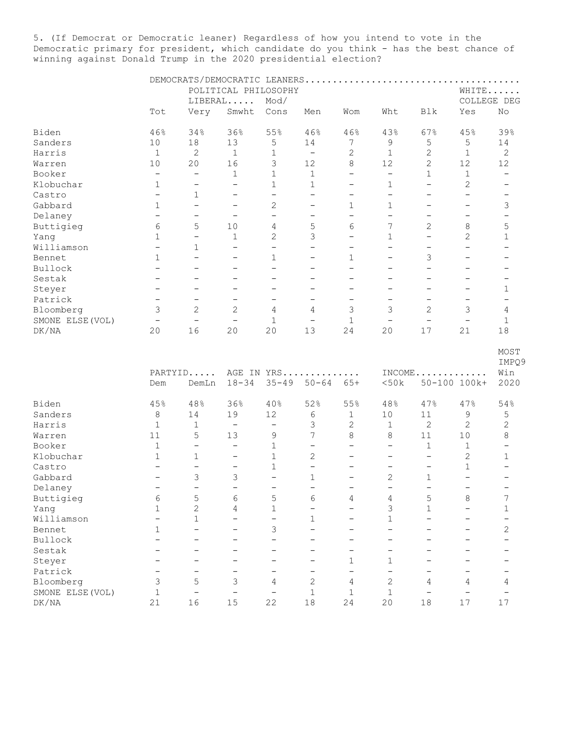5. (If Democrat or Democratic leaner) Regardless of how you intend to vote in the Democratic primary for president, which candidate do you think - has the best chance of winning against Donald Trump in the 2020 presidential election?

| | DEMOCRATS/DEMOCRATIC LEANERS | | | | | | | | | |
|---|---|---|---|---|---|---|---|---|---|---|
| | | POLITICAL PHILOSOPHY | | | | | | | WHITE | |
| | | LIBERAL | | Mod/ | | | | | COLLEGE DEG | |
| | Tot | Very | Smwht | Cons | Men | Wom | Wht | Blk | Yes | No |
| Biden | 46% | 34% | 36% | 55% | 46% | 46% | 43% | 67% | 45% | 39% |
| Sanders | 10 | 18 | 13 | 5 | 14 | 7 | 9 | 5 | 5 | 14 |
| Harris | 1 | 2 | 1 | 1 | - | 2 | 1 | 2 | 1 | 2 |
| Warren | 10 | 20 | 16 | 3 | 12 | 8 | 12 | 2 | 12 | 12 |
| Booker | - | - | 1 | 1 | 1 | - | - | 1 | 1 | - |
| Klobuchar | 1 | - | - | 1 | 1 | - | 1 | - | 2 | - |
| Castro | - | 1 | - | - | - | - | - | - | - | - |
| Gabbard | 1 | - | - | 2 | - | 1 | 1 | - | - | 3 |
| Delaney | - | - | - | - | - | - | - | - | - | - |
| Buttigieg | 6 | 5 | 10 | 4 | 5 | 6 | 7 | 2 | 8 | 5 |
| Yang | 1 | - | 1 | 2 | 3 | - | 1 | - | 2 | 1 |
| Williamson | - | 1 | - | - | - | - | - | - | - | - |
| Bennet | 1 | - | - | 1 | - | 1 | - | 3 | - | - |
| Bullock | - | - | - | - | - | - | - | - | - | - |
| Sestak | - | - | - | - | - | - | - | - | - | - |
| Steyer | - | - | - | - | - | - | - | - | - | 1 |
| Patrick | - | - | - | - | - | - | - | - | - | - |
| Bloomberg | 3 | 2 | 2 | 4 | 4 | 3 | 3 | 2 | 3 | 4 |
| SMONE ELSE(VOL) | - | - | - | 1 | - | 1 | - | - | - | 1 |
| DK/NA | 20 | 16 | 20 | 20 | 13 | 24 | 20 | 17 | 21 | 18 |

| | PARTYID | | AGE IN YRS | | | | INCOME | | | MOST IMPQ9 Win |
|---|---|---|---|---|---|---|---|---|---|---|
| | Dem | DemLn | 18-34 | 35-49 | 50-64 | 65+ | <50k | 50-100 | 100k+ | 2020 |
| Biden | 45% | 48% | 36% | 40% | 52% | 55% | 48% | 47% | 47% | 54% |
| Sanders | 8 | 14 | 19 | 12 | 6 | 1 | 10 | 11 | 9 | 5 |
| Harris | 1 | 1 | - | - | 3 | 2 | 1 | 2 | 2 | 2 |
| Warren | 11 | 5 | 13 | 9 | 7 | 8 | 8 | 11 | 10 | 8 |
| Booker | 1 | - | - | 1 | - | - | - | 1 | 1 | - |
| Klobuchar | 1 | 1 | - | 1 | 2 | - | - | - | 2 | 1 |
| Castro | - | - | - | 1 | - | - | - | - | 1 | - |
| Gabbard | - | 3 | 3 | - | 1 | - | 2 | 1 | - | - |
| Delaney | - | - | - | - | - | - | - | - | - | - |
| Buttigieg | 6 | 5 | 6 | 5 | 6 | 4 | 4 | 5 | 8 | 7 |
| Yang | 1 | 2 | 4 | 1 | - | - | 3 | 1 | - | 1 |
| Williamson | - | 1 | - | - | 1 | - | 1 | - | - | - |
| Bennet | 1 | - | - | 3 | - | - | - | - | - | 2 |
| Bullock | - | - | - | - | - | - | - | - | - | - |
| Sestak | - | - | - | - | - | - | - | - | - | - |
| Steyer | - | - | - | - | - | 1 | 1 | - | - | - |
| Patrick | - | - | - | - | - | - | - | - | - | - |
| Bloomberg | 3 | 5 | 3 | 4 | 2 | 4 | 2 | 4 | 4 | 4 |
| SMONE ELSE(VOL) | 1 | - | - | - | 1 | 1 | 1 | - | - | - |
| DK/NA | 21 | 16 | 15 | 22 | 18 | 24 | 20 | 18 | 17 | 17 |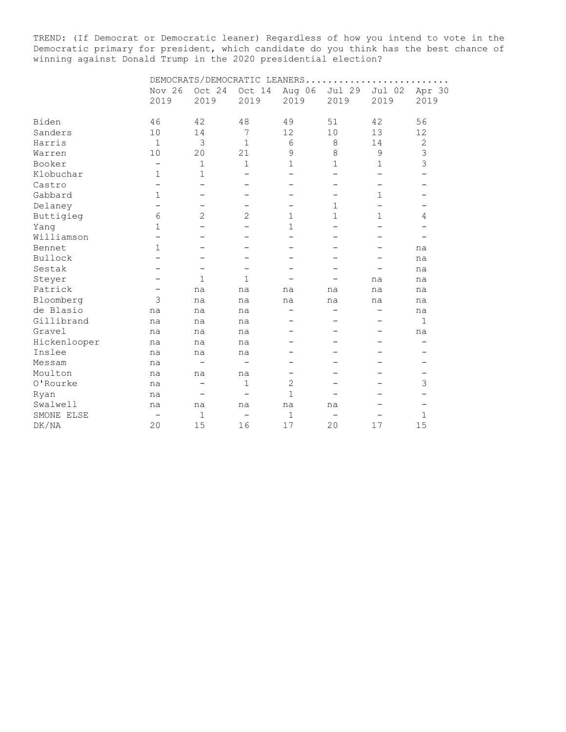TREND: (If Democrat or Democratic leaner) Regardless of how you intend to vote in the Democratic primary for president, which candidate do you think has the best chance of winning against Donald Trump in the 2020 presidential election?

| | DEMOCRATS/DEMOCRATIC LEANERS | | | | | | |
|---|---|---|---|---|---|---|---|
| | Nov 26 2019 | Oct 24 2019 | Oct 14 2019 | Aug 06 2019 | Jul 29 2019 | Jul 02 2019 | Apr 30 2019 |
| Biden | 46 | 42 | 48 | 49 | 51 | 42 | 56 |
| Sanders | 10 | 14 | 7 | 12 | 10 | 13 | 12 |
| Harris | 1 | 3 | 1 | 6 | 8 | 14 | 2 |
| Warren | 10 | 20 | 21 | 9 | 8 | 9 | 3 |
| Booker | - | 1 | 1 | 1 | 1 | 1 | 3 |
| Klobuchar | 1 | 1 | - | - | - | - | - |
| Castro | - | - | - | - | - | - | - |
| Gabbard | 1 | - | - | - | - | 1 | - |
| Delaney | - | - | - | - | 1 | - | - |
| Buttigieg | 6 | 2 | 2 | 1 | 1 | 1 | 4 |
| Yang | 1 | - | - | 1 | - | - | - |
| Williamson | - | - | - | - | - | - | - |
| Bennet | 1 | - | - | - | - | - | na |
| Bullock | - | - | - | - | - | - | na |
| Sestak | - | - | - | - | - | - | na |
| Steyer | - | 1 | 1 | - | - | na | na |
| Patrick | - | na | na | na | na | na | na |
| Bloomberg | 3 | na | na | na | na | na | na |
| de Blasio | na | na | na | - | - | - | na |
| Gillibrand | na | na | na | - | - | - | 1 |
| Gravel | na | na | na | - | - | - | na |
| Hickenlooper | na | na | na | - | - | - | - |
| Inslee | na | na | na | - | - | - | - |
| Messam | na | - | - | - | - | - | - |
| Moulton | na | na | na | - | - | - | - |
| O'Rourke | na | - | 1 | 2 | - | - | 3 |
| Ryan | na | - | - | 1 | - | - | - |
| Swalwell | na | na | na | na | na | - | - |
| SMONE ELSE | - | 1 | - | 1 | - | - | 1 |
| DK/NA | 20 | 15 | 16 | 17 | 20 | 17 | 15 |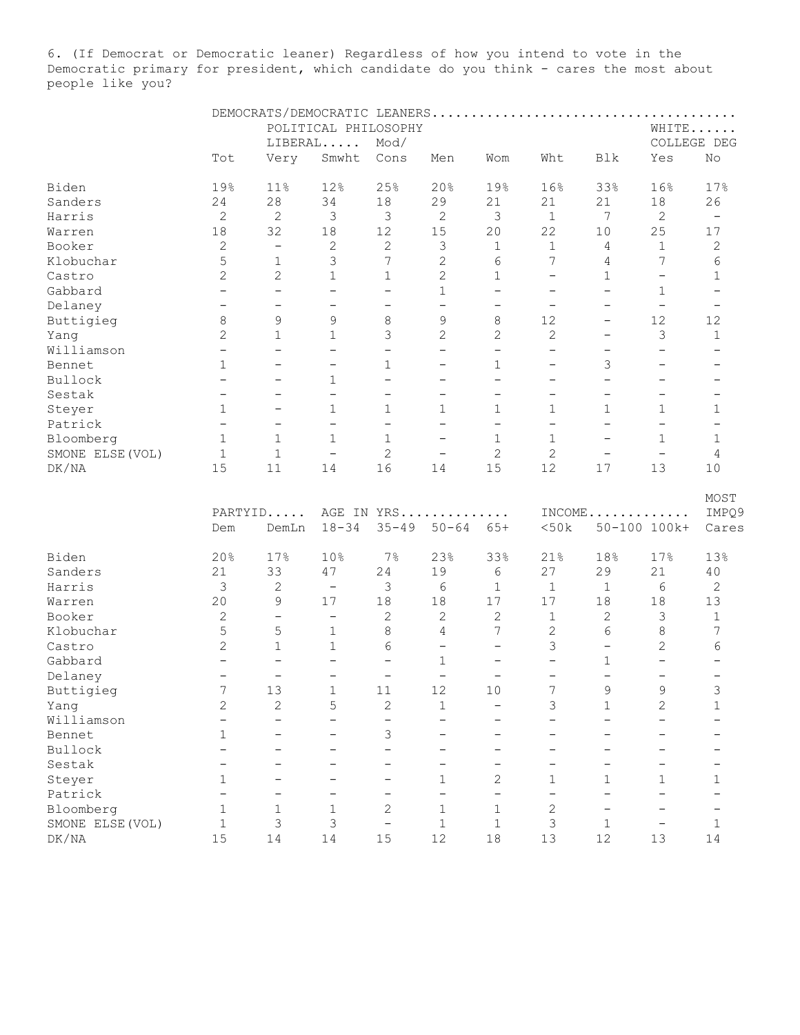6. (If Democrat or Democratic leaner) Regardless of how you intend to vote in the Democratic primary for president, which candidate do you think - cares the most about people like you?

| | DEMOCRATS/DEMOCRATIC LEANERS | | | | | | | | | |
|---|---|---|---|---|---|---|---|---|---|---|
| | | POLITICAL PHILOSOPHY | | | | | | | WHITE | |
| | | LIBERAL | | Mod/ | | | | | COLLEGE DEG | |
| | Tot | Very | Smwht | Cons | Men | Wom | Wht | Blk | Yes | No |
| Biden | 19% | 11% | 12% | 25% | 20% | 19% | 16% | 33% | 16% | 17% |
| Sanders | 24 | 28 | 34 | 18 | 29 | 21 | 21 | 21 | 18 | 26 |
| Harris | 2 | 2 | 3 | 3 | 2 | 3 | 1 | 7 | 2 | - |
| Warren | 18 | 32 | 18 | 12 | 15 | 20 | 22 | 10 | 25 | 17 |
| Booker | 2 | - | 2 | 2 | 3 | 1 | 1 | 4 | 1 | 2 |
| Klobuchar | 5 | 1 | 3 | 7 | 2 | 6 | 7 | 4 | 7 | 6 |
| Castro | 2 | 2 | 1 | 1 | 2 | 1 | - | 1 | - | 1 |
| Gabbard | - | - | - | - | 1 | - | - | - | 1 | - |
| Delaney | - | - | - | - | - | - | - | - | - | - |
| Buttigieg | 8 | 9 | 9 | 8 | 9 | 8 | 12 | - | 12 | 12 |
| Yang | 2 | 1 | 1 | 3 | 2 | 2 | 2 | - | 3 | 1 |
| Williamson | - | - | - | - | - | - | - | - | - | - |
| Bennet | 1 | - | - | 1 | - | 1 | - | 3 | - | - |
| Bullock | - | - | 1 | - | - | - | - | - | - | - |
| Sestak | - | - | - | - | - | - | - | - | - | - |
| Steyer | 1 | - | 1 | 1 | 1 | 1 | 1 | 1 | 1 | 1 |
| Patrick | - | - | - | - | - | - | - | - | - | - |
| Bloomberg | 1 | 1 | 1 | 1 | - | 1 | 1 | - | 1 | 1 |
| SMONE ELSE(VOL) | 1 | 1 | - | 2 | - | 2 | 2 | - | - | 4 |
| DK/NA | 15 | 11 | 14 | 16 | 14 | 15 | 12 | 17 | 13 | 10 |

| | PARTYID | | AGE IN YRS | | | | INCOME | | | MOST IMPQ9 |
|---|---|---|---|---|---|---|---|---|---|---|
| | Dem | DemLn | 18-34 | 35-49 | 50-64 | 65+ | <50k | 50-100 | 100k+ | Cares |
| Biden | 20% | 17% | 10% | 7% | 23% | 33% | 21% | 18% | 17% | 13% |
| Sanders | 21 | 33 | 47 | 24 | 19 | 6 | 27 | 29 | 21 | 40 |
| Harris | 3 | 2 | - | 3 | 6 | 1 | 1 | 1 | 6 | 2 |
| Warren | 20 | 9 | 17 | 18 | 18 | 17 | 17 | 18 | 18 | 13 |
| Booker | 2 | - | - | 2 | 2 | 2 | 1 | 2 | 3 | 1 |
| Klobuchar | 5 | 5 | 1 | 8 | 4 | 7 | 2 | 6 | 8 | 7 |
| Castro | 2 | 1 | 1 | 6 | - | - | 3 | - | 2 | 6 |
| Gabbard | - | - | - | - | 1 | - | - | 1 | - | - |
| Delaney | - | - | - | - | - | - | - | - | - | - |
| Buttigieg | 7 | 13 | 1 | 11 | 12 | 10 | 7 | 9 | 9 | 3 |
| Yang | 2 | 2 | 5 | 2 | 1 | - | 3 | 1 | 2 | 1 |
| Williamson | - | - | - | - | - | - | - | - | - | - |
| Bennet | 1 | - | - | 3 | - | - | - | - | - | - |
| Bullock | - | - | - | - | - | - | - | - | - | - |
| Sestak | - | - | - | - | - | - | - | - | - | - |
| Steyer | 1 | - | - | - | 1 | 2 | 1 | 1 | 1 | 1 |
| Patrick | - | - | - | - | - | - | - | - | - | - |
| Bloomberg | 1 | 1 | 1 | 2 | 1 | 1 | 2 | - | - | - |
| SMONE ELSE(VOL) | 1 | 3 | 3 | - | 1 | 1 | 3 | 1 | - | 1 |
| DK/NA | 15 | 14 | 14 | 15 | 12 | 18 | 13 | 12 | 13 | 14 |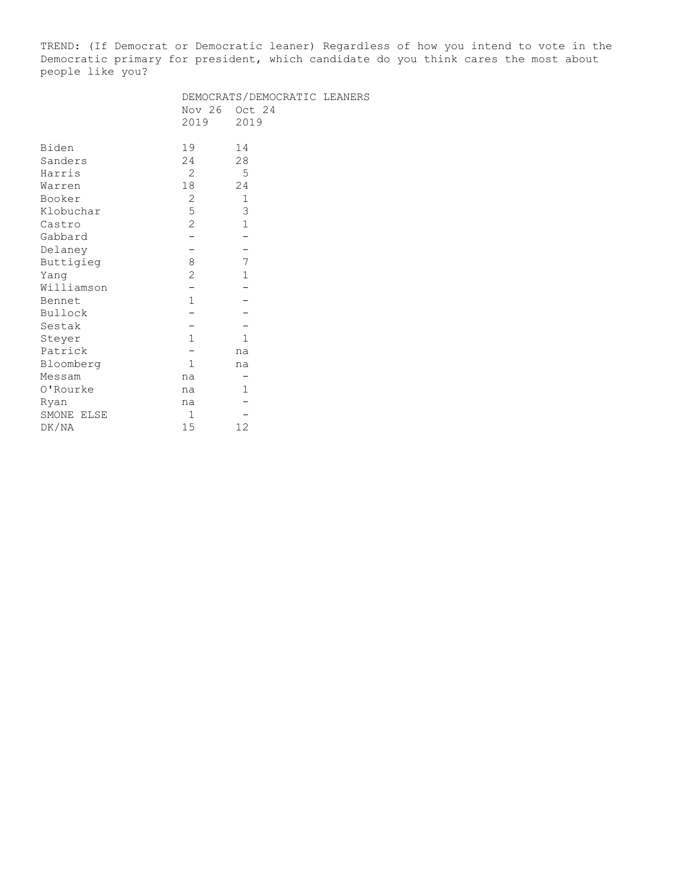TREND: (If Democrat or Democratic leaner) Regardless of how you intend to vote in the Democratic primary for president, which candidate do you think cares the most about people like you?

| | DEMOCRATS/DEMOCRATIC LEANERS | |
|---|---|---|
| | Nov 26 2019 | Oct 24 2019 |
| Biden | 19 | 14 |
| Sanders | 24 | 28 |
| Harris | 2 | 5 |
| Warren | 18 | 24 |
| Booker | 2 | 1 |
| Klobuchar | 5 | 3 |
| Castro | 2 | 1 |
| Gabbard | - | - |
| Delaney | - | - |
| Buttigieg | 8 | 7 |
| Yang | 2 | 1 |
| Williamson | - | - |
| Bennet | 1 | - |
| Bullock | - | - |
| Sestak | - | - |
| Steyer | 1 | 1 |
| Patrick | - | na |
| Bloomberg | 1 | na |
| Messam | na | - |
| O'Rourke | na | 1 |
| Ryan | na | - |
| SMONE ELSE | 1 | - |
| DK/NA | 15 | 12 |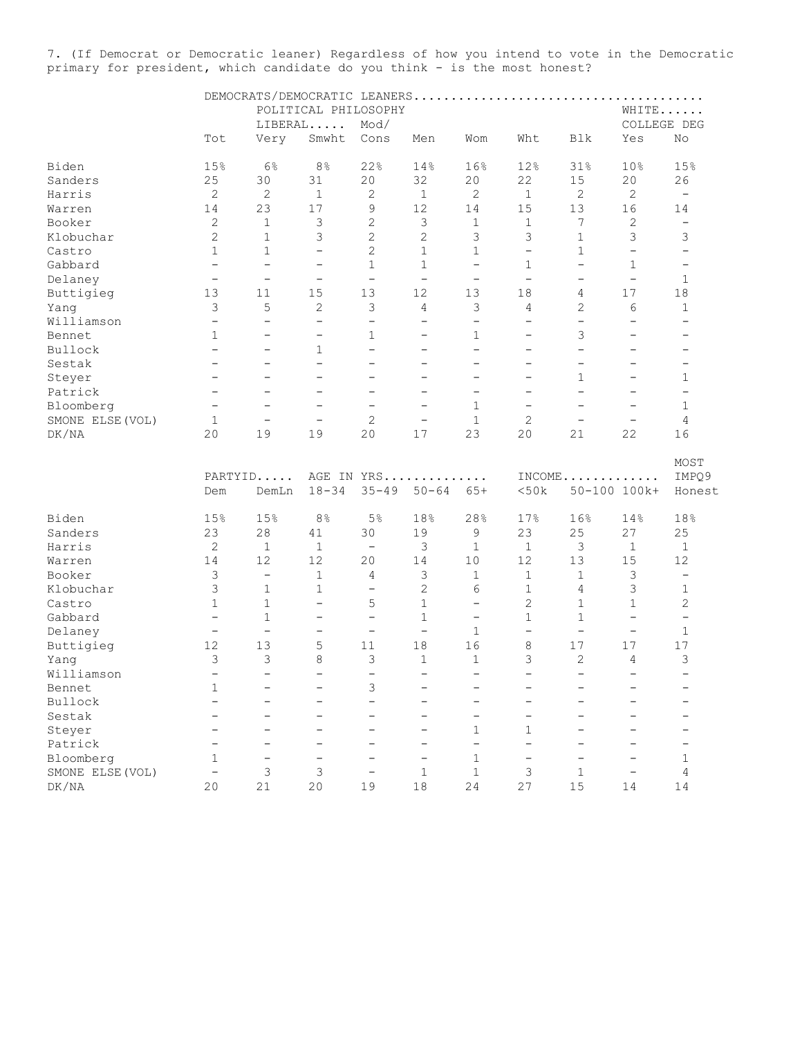7. (If Democrat or Democratic leaner) Regardless of how you intend to vote in the Democratic primary for president, which candidate do you think - is the most honest?

| | DEMOCRATS/DEMOCRATIC LEANERS | | | | | | | | | |
|---|---|---|---|---|---|---|---|---|---|---|
| | | POLITICAL PHILOSOPHY | | | | | | | WHITE | |
| | | LIBERAL | | Mod/ | | | | | COLLEGE DEG | |
| | Tot | Very | Smwht | Cons | Men | Wom | Wht | Blk | Yes | No |
| Biden | 15% | 6% | 8% | 22% | 14% | 16% | 12% | 31% | 10% | 15% |
| Sanders | 25 | 30 | 31 | 20 | 32 | 20 | 22 | 15 | 20 | 26 |
| Harris | 2 | 2 | 1 | 2 | 1 | 2 | 1 | 2 | 2 | - |
| Warren | 14 | 23 | 17 | 9 | 12 | 14 | 15 | 13 | 16 | 14 |
| Booker | 2 | 1 | 3 | 2 | 3 | 1 | 1 | 7 | 2 | - |
| Klobuchar | 2 | 1 | 3 | 2 | 2 | 3 | 3 | 1 | 3 | 3 |
| Castro | 1 | 1 | - | 2 | 1 | 1 | - | 1 | - | - |
| Gabbard | - | - | - | 1 | 1 | - | 1 | - | 1 | - |
| Delaney | - | - | - | - | - | - | - | - | - | 1 |
| Buttigieg | 13 | 11 | 15 | 13 | 12 | 13 | 18 | 4 | 17 | 18 |
| Yang | 3 | 5 | 2 | 3 | 4 | 3 | 4 | 2 | 6 | 1 |
| Williamson | - | - | - | - | - | - | - | - | - | - |
| Bennet | 1 | - | - | 1 | - | 1 | - | 3 | - | - |
| Bullock | - | - | 1 | - | - | - | - | - | - | - |
| Sestak | - | - | - | - | - | - | - | - | - | - |
| Steyer | - | - | - | - | - | - | - | 1 | - | 1 |
| Patrick | - | - | - | - | - | - | - | - | - | - |
| Bloomberg | - | - | - | - | - | 1 | - | - | - | 1 |
| SMONE ELSE(VOL) | 1 | - | - | 2 | - | 1 | 2 | - | - | 4 |
| DK/NA | 20 | 19 | 19 | 20 | 17 | 23 | 20 | 21 | 22 | 16 |

| | PARTYID | | AGE IN YRS | | | | INCOME | | | MOST IMPQ9 |
|---|---|---|---|---|---|---|---|---|---|---|
| | Dem | DemLn | 18-34 | 35-49 | 50-64 | 65+ | <50k | 50-100 | 100k+ | Honest |
| Biden | 15% | 15% | 8% | 5% | 18% | 28% | 17% | 16% | 14% | 18% |
| Sanders | 23 | 28 | 41 | 30 | 19 | 9 | 23 | 25 | 27 | 25 |
| Harris | 2 | 1 | 1 | - | 3 | 1 | 1 | 3 | 1 | 1 |
| Warren | 14 | 12 | 12 | 20 | 14 | 10 | 12 | 13 | 15 | 12 |
| Booker | 3 | - | 1 | 4 | 3 | 1 | 1 | 1 | 3 | - |
| Klobuchar | 3 | 1 | 1 | - | 2 | 6 | 1 | 4 | 3 | 1 |
| Castro | 1 | 1 | - | 5 | 1 | - | 2 | 1 | 1 | 2 |
| Gabbard | - | 1 | - | - | 1 | - | 1 | 1 | - | - |
| Delaney | - | - | - | - | - | 1 | - | - | - | 1 |
| Buttigieg | 12 | 13 | 5 | 11 | 18 | 16 | 8 | 17 | 17 | 17 |
| Yang | 3 | 3 | 8 | 3 | 1 | 1 | 3 | 2 | 4 | 3 |
| Williamson | - | - | - | - | - | - | - | - | - | - |
| Bennet | 1 | - | - | 3 | - | - | - | - | - | - |
| Bullock | - | - | - | - | - | - | - | - | - | - |
| Sestak | - | - | - | - | - | - | - | - | - | - |
| Steyer | - | - | - | - | - | 1 | 1 | - | - | - |
| Patrick | - | - | - | - | - | - | - | - | - | - |
| Bloomberg | 1 | - | - | - | - | 1 | - | - | - | 1 |
| SMONE ELSE(VOL) | - | 3 | 3 | - | 1 | 1 | 3 | 1 | - | 4 |
| DK/NA | 20 | 21 | 20 | 19 | 18 | 24 | 27 | 15 | 14 | 14 |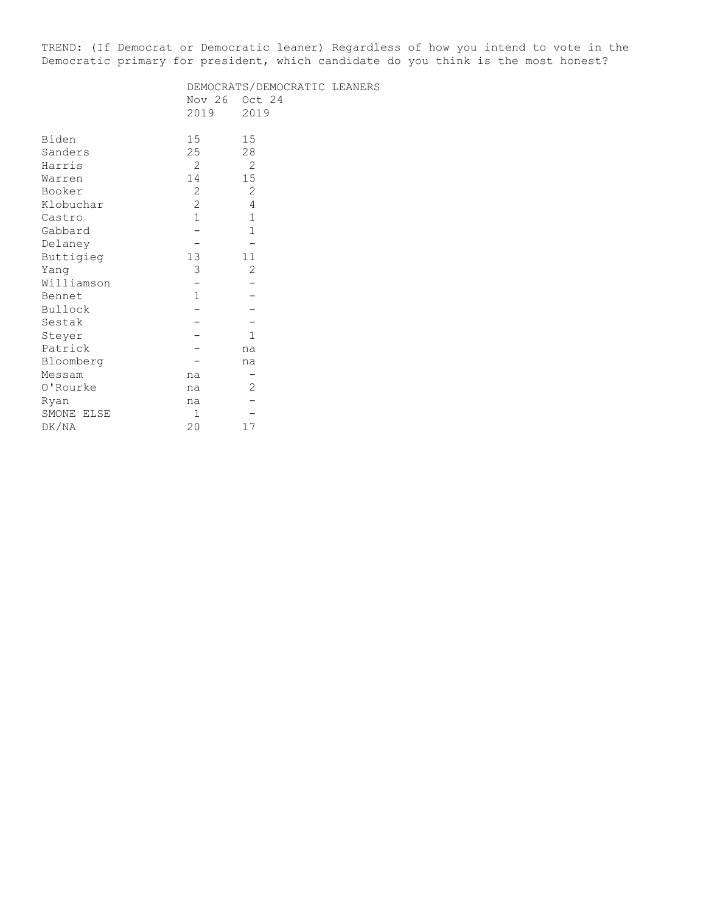TREND: (If Democrat or Democratic leaner) Regardless of how you intend to vote in the Democratic primary for president, which candidate do you think is the most honest?

| | DEMOCRATS/DEMOCRATIC LEANERS | |
|---|---|---|
| | Nov 26 2019 | Oct 24 2019 |
| Biden | 15 | 15 |
| Sanders | 25 | 28 |
| Harris | 2 | 2 |
| Warren | 14 | 15 |
| Booker | 2 | 2 |
| Klobuchar | 2 | 4 |
| Castro | 1 | 1 |
| Gabbard | - | 1 |
| Delaney | - | - |
| Buttigieg | 13 | 11 |
| Yang | 3 | 2 |
| Williamson | - | - |
| Bennet | 1 | - |
| Bullock | - | - |
| Sestak | - | - |
| Steyer | - | 1 |
| Patrick | - | na |
| Bloomberg | - | na |
| Messam | na | - |
| O'Rourke | na | 2 |
| Ryan | na | - |
| SMONE ELSE | 1 | - |
| DK/NA | 20 | 17 |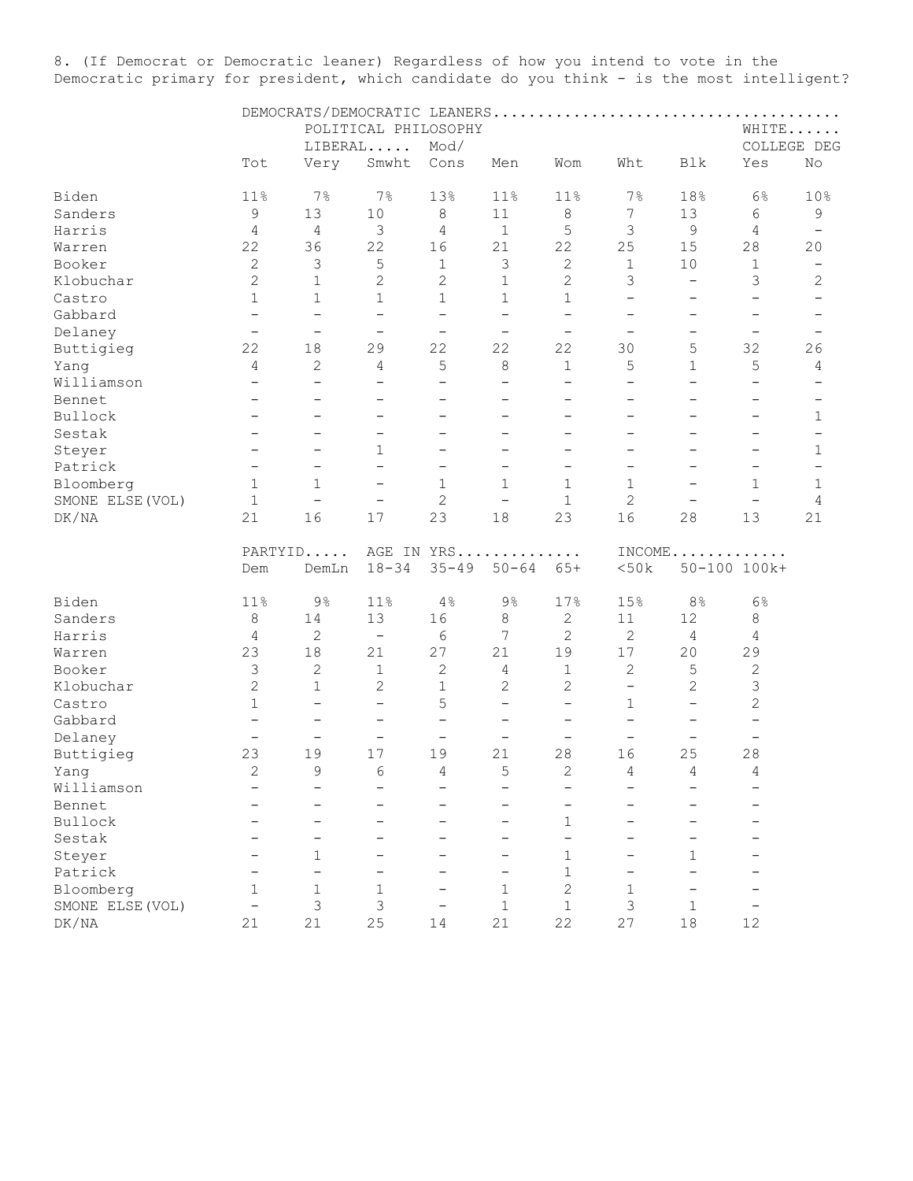8. (If Democrat or Democratic leaner) Regardless of how you intend to vote in the Democratic primary for president, which candidate do you think - is the most intelligent?

| | DEMOCRATS/DEMOCRATIC LEANERS | | | | | | | | | |
|---|---|---|---|---|---|---|---|---|---|---|
| | | POLITICAL PHILOSOPHY | | | | | | | WHITE | |
| | | LIBERAL | | Mod/ | | | | | COLLEGE DEG | |
| | Tot | Very | Smwht | Cons | Men | Wom | Wht | Blk | Yes | No |
| Biden | 11% | 7% | 7% | 13% | 11% | 11% | 7% | 18% | 6% | 10% |
| Sanders | 9 | 13 | 10 | 8 | 11 | 8 | 7 | 13 | 6 | 9 |
| Harris | 4 | 4 | 3 | 4 | 1 | 5 | 3 | 9 | 4 | - |
| Warren | 22 | 36 | 22 | 16 | 21 | 22 | 25 | 15 | 28 | 20 |
| Booker | 2 | 3 | 5 | 1 | 3 | 2 | 1 | 10 | 1 | - |
| Klobuchar | 2 | 1 | 2 | 2 | 1 | 2 | 3 | - | 3 | 2 |
| Castro | 1 | 1 | 1 | 1 | 1 | 1 | - | - | - | - |
| Gabbard | - | - | - | - | - | - | - | - | - | - |
| Delaney | - | - | - | - | - | - | - | - | - | - |
| Buttigieg | 22 | 18 | 29 | 22 | 22 | 22 | 30 | 5 | 32 | 26 |
| Yang | 4 | 2 | 4 | 5 | 8 | 1 | 5 | 1 | 5 | 4 |
| Williamson | - | - | - | - | - | - | - | - | - | - |
| Bennet | - | - | - | - | - | - | - | - | - | - |
| Bullock | - | - | - | - | - | - | - | - | - | 1 |
| Sestak | - | - | - | - | - | - | - | - | - | - |
| Steyer | - | - | 1 | - | - | - | - | - | - | 1 |
| Patrick | - | - | - | - | - | - | - | - | - | - |
| Bloomberg | 1 | 1 | - | 1 | 1 | 1 | 1 | - | 1 | 1 |
| SMONE ELSE(VOL) | 1 | - | - | 2 | - | 1 | 2 | - | - | 4 |
| DK/NA | 21 | 16 | 17 | 23 | 18 | 23 | 16 | 28 | 13 | 21 |

| | PARTYID | | AGE IN YRS | | | | INCOME | | |
|---|---|---|---|---|---|---|---|---|---|
| | Dem | DemLn | 18-34 | 35-49 | 50-64 | 65+ | <50k | 50-100 | 100k+ |
| Biden | 11% | 9% | 11% | 4% | 9% | 17% | 15% | 8% | 6% |
| Sanders | 8 | 14 | 13 | 16 | 8 | 2 | 11 | 12 | 8 |
| Harris | 4 | 2 | - | 6 | 7 | 2 | 2 | 4 | 4 |
| Warren | 23 | 18 | 21 | 27 | 21 | 19 | 17 | 20 | 29 |
| Booker | 3 | 2 | 1 | 2 | 4 | 1 | 2 | 5 | 2 |
| Klobuchar | 2 | 1 | 2 | 1 | 2 | 2 | - | 2 | 3 |
| Castro | 1 | - | - | 5 | - | - | 1 | - | 2 |
| Gabbard | - | - | - | - | - | - | - | - | - |
| Delaney | - | - | - | - | - | - | - | - | - |
| Buttigieg | 23 | 19 | 17 | 19 | 21 | 28 | 16 | 25 | 28 |
| Yang | 2 | 9 | 6 | 4 | 5 | 2 | 4 | 4 | 4 |
| Williamson | - | - | - | - | - | - | - | - | - |
| Bennet | - | - | - | - | - | - | - | - | - |
| Bullock | - | - | - | - | - | 1 | - | - | - |
| Sestak | - | - | - | - | - | - | - | - | - |
| Steyer | - | 1 | - | - | - | 1 | - | 1 | - |
| Patrick | - | - | - | - | - | 1 | - | - | - |
| Bloomberg | 1 | 1 | 1 | - | 1 | 2 | 1 | - | - |
| SMONE ELSE(VOL) | - | 3 | 3 | - | 1 | 1 | 3 | 1 | - |
| DK/NA | 21 | 21 | 25 | 14 | 21 | 22 | 27 | 18 | 12 |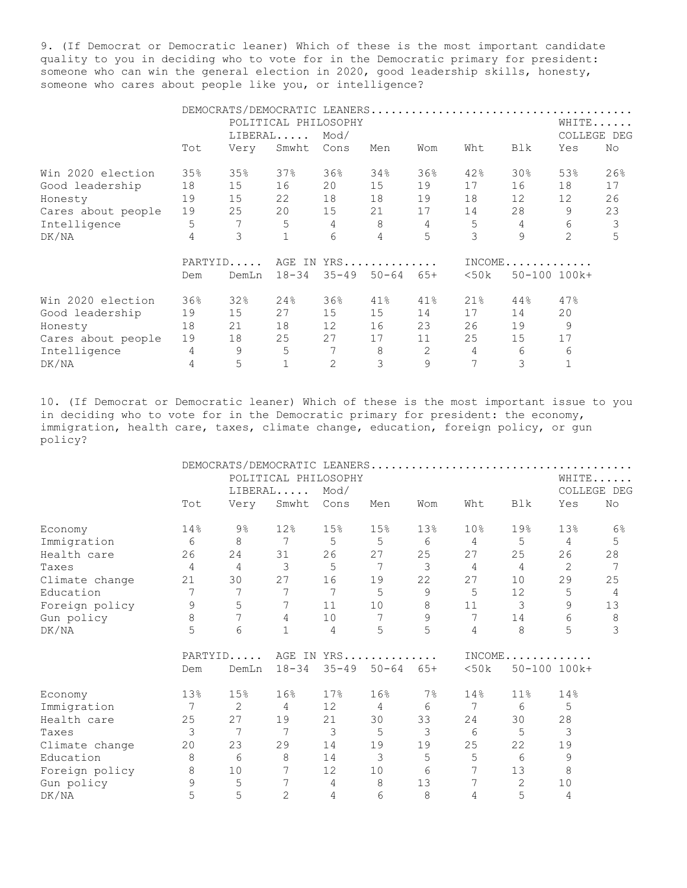9. (If Democrat or Democratic leaner) Which of these is the most important candidate quality to you in deciding who to vote for in the Democratic primary for president: someone who can win the general election in 2020, good leadership skills, honesty, someone who cares about people like you, or intelligence?

| | DEMOCRATS/DEMOCRATIC LEANERS | | | | | | | | | |
|---|---|---|---|---|---|---|---|---|---|---|
| | | POLITICAL PHILOSOPHY | | | | | | | WHITE...... | |
| | | LIBERAL..... | | Mod/ | | | | | COLLEGE DEG | |
| | Tot | Very | Smwht | Cons | Men | Wom | Wht | Blk | Yes | No |
| Win 2020 election | 35% | 35% | 37% | 36% | 34% | 36% | 42% | 30% | 53% | 26% |
| Good leadership | 18 | 15 | 16 | 20 | 15 | 19 | 17 | 16 | 18 | 17 |
| Honesty | 19 | 15 | 22 | 18 | 18 | 19 | 18 | 12 | 12 | 26 |
| Cares about people | 19 | 25 | 20 | 15 | 21 | 17 | 14 | 28 | 9 | 23 |
| Intelligence | 5 | 7 | 5 | 4 | 8 | 4 | 5 | 4 | 6 | 3 |
| DK/NA | 4 | 3 | 1 | 6 | 4 | 5 | 3 | 9 | 2 | 5 |

| | PARTYID..... | | AGE IN YRS............. | | | | INCOME............ | | |
|---|---|---|---|---|---|---|---|---|---|
| | Dem | DemLn | 18-34 | 35-49 | 50-64 | 65+ | <50k | 50-100 | 100k+ |
| Win 2020 election | 36% | 32% | 24% | 36% | 41% | 41% | 21% | 44% | 47% |
| Good leadership | 19 | 15 | 27 | 15 | 15 | 14 | 17 | 14 | 20 |
| Honesty | 18 | 21 | 18 | 12 | 16 | 23 | 26 | 19 | 9 |
| Cares about people | 19 | 18 | 25 | 27 | 17 | 11 | 25 | 15 | 17 |
| Intelligence | 4 | 9 | 5 | 7 | 8 | 2 | 4 | 6 | 6 |
| DK/NA | 4 | 5 | 1 | 2 | 3 | 9 | 7 | 3 | 1 |

10. (If Democrat or Democratic leaner) Which of these is the most important issue to you in deciding who to vote for in the Democratic primary for president: the economy, immigration, health care, taxes, climate change, education, foreign policy, or gun policy?

| | DEMOCRATS/DEMOCRATIC LEANERS | | | | | | | | | |
|---|---|---|---|---|---|---|---|---|---|---|
| | | POLITICAL PHILOSOPHY | | | | | | | WHITE...... | |
| | | LIBERAL..... | | Mod/ | | | | | COLLEGE DEG | |
| | Tot | Very | Smwht | Cons | Men | Wom | Wht | Blk | Yes | No |
| Economy | 14% | 9% | 12% | 15% | 15% | 13% | 10% | 19% | 13% | 6% |
| Immigration | 6 | 8 | 7 | 5 | 5 | 6 | 4 | 5 | 4 | 5 |
| Health care | 26 | 24 | 31 | 26 | 27 | 25 | 27 | 25 | 26 | 28 |
| Taxes | 4 | 4 | 3 | 5 | 7 | 3 | 4 | 4 | 2 | 7 |
| Climate change | 21 | 30 | 27 | 16 | 19 | 22 | 27 | 10 | 29 | 25 |
| Education | 7 | 7 | 7 | 7 | 5 | 9 | 5 | 12 | 5 | 4 |
| Foreign policy | 9 | 5 | 7 | 11 | 10 | 8 | 11 | 3 | 9 | 13 |
| Gun policy | 8 | 7 | 4 | 10 | 7 | 9 | 7 | 14 | 6 | 8 |
| DK/NA | 5 | 6 | 1 | 4 | 5 | 5 | 4 | 8 | 5 | 3 |

| | PARTYID..... | | AGE IN YRS............. | | | | INCOME............ | | |
|---|---|---|---|---|---|---|---|---|---|
| | Dem | DemLn | 18-34 | 35-49 | 50-64 | 65+ | <50k | 50-100 | 100k+ |
| Economy | 13% | 15% | 16% | 17% | 16% | 7% | 14% | 11% | 14% |
| Immigration | 7 | 2 | 4 | 12 | 4 | 6 | 7 | 6 | 5 |
| Health care | 25 | 27 | 19 | 21 | 30 | 33 | 24 | 30 | 28 |
| Taxes | 3 | 7 | 7 | 3 | 5 | 3 | 6 | 5 | 3 |
| Climate change | 20 | 23 | 29 | 14 | 19 | 19 | 25 | 22 | 19 |
| Education | 8 | 6 | 8 | 14 | 3 | 5 | 5 | 6 | 9 |
| Foreign policy | 8 | 10 | 7 | 12 | 10 | 6 | 7 | 13 | 8 |
| Gun policy | 9 | 5 | 7 | 4 | 8 | 13 | 7 | 2 | 10 |
| DK/NA | 5 | 5 | 2 | 4 | 6 | 8 | 4 | 5 | 4 |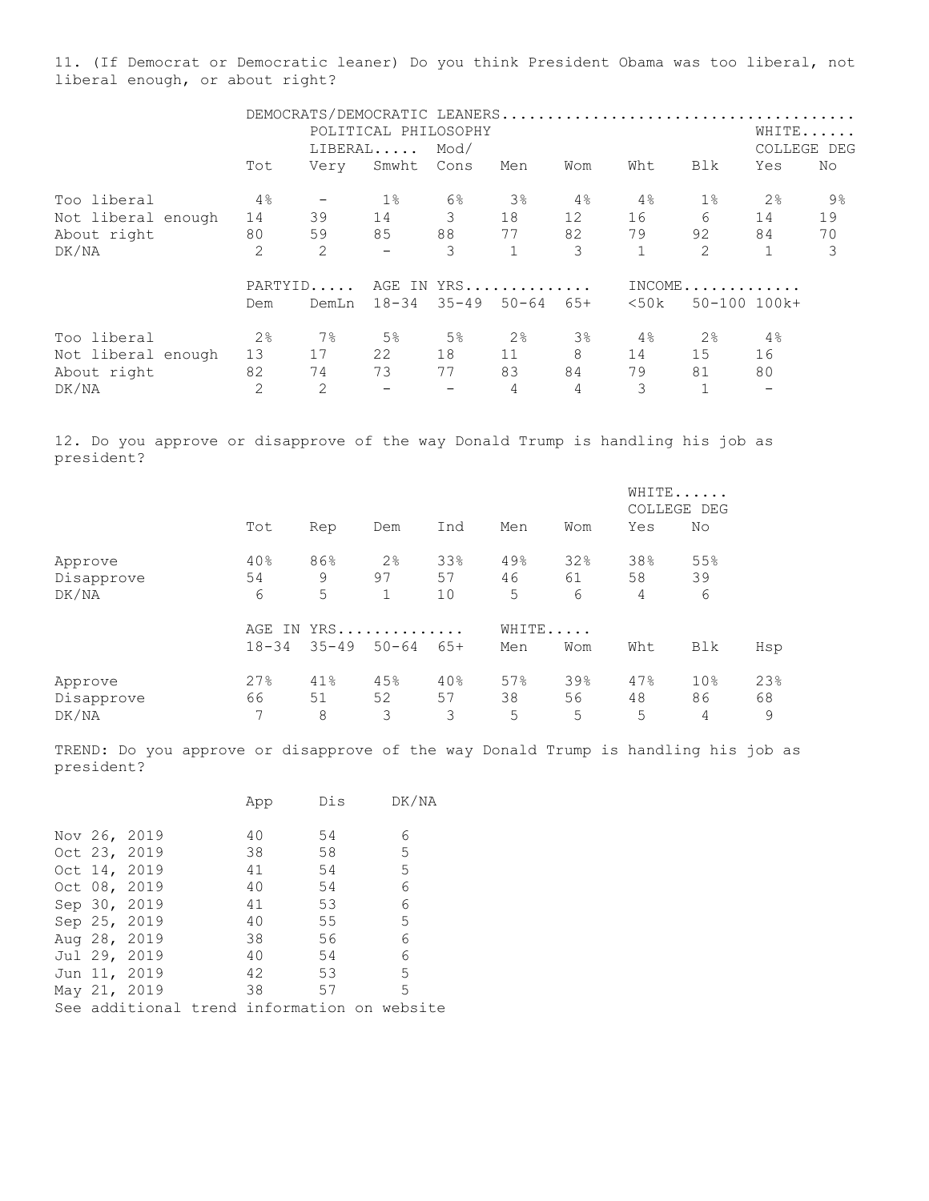11. (If Democrat or Democratic leaner) Do you think President Obama was too liberal, not liberal enough, or about right?

| | DEMOCRATS/DEMOCRATIC LEANERS | | | | | | | | | |
|---|---|---|---|---|---|---|---|---|---|---|
| | | POLITICAL PHILOSOPHY | | | | | | | WHITE | |
| | | LIBERAL | | Mod/ | | | | | COLLEGE DEG | |
| | Tot | Very | Smwht | Cons | Men | Wom | Wht | Blk | Yes | No |
| Too liberal | 4% | - | 1% | 6% | 3% | 4% | 4% | 1% | 2% | 9% |
| Not liberal enough | 14 | 39 | 14 | 3 | 18 | 12 | 16 | 6 | 14 | 19 |
| About right | 80 | 59 | 85 | 88 | 77 | 82 | 79 | 92 | 84 | 70 |
| DK/NA | 2 | 2 | - | 3 | 1 | 3 | 1 | 2 | 1 | 3 |

| | PARTYID | | AGE IN YRS | | | | INCOME | | |
|---|---|---|---|---|---|---|---|---|---|
| | Dem | DemLn | 18-34 | 35-49 | 50-64 | 65+ | <50k | 50-100 | 100k+ |
| Too liberal | 2% | 7% | 5% | 5% | 2% | 3% | 4% | 2% | 4% |
| Not liberal enough | 13 | 17 | 22 | 18 | 11 | 8 | 14 | 15 | 16 |
| About right | 82 | 74 | 73 | 77 | 83 | 84 | 79 | 81 | 80 |
| DK/NA | 2 | 2 | - | - | 4 | 4 | 3 | 1 | - |

12. Do you approve or disapprove of the way Donald Trump is handling his job as president?

| | | | | | | | WHITE | |
|---|---|---|---|---|---|---|---|---|
| | | | | | | | COLLEGE DEG | |
| | Tot | Rep | Dem | Ind | Men | Wom | Yes | No |
| Approve | 40% | 86% | 2% | 33% | 49% | 32% | 38% | 55% |
| Disapprove | 54 | 9 | 97 | 57 | 46 | 61 | 58 | 39 |
| DK/NA | 6 | 5 | 1 | 10 | 5 | 6 | 4 | 6 |

| | AGE IN YRS | | | | WHITE | | | | |
|---|---|---|---|---|---|---|---|---|---|
| | 18-34 | 35-49 | 50-64 | 65+ | Men | Wom | Wht | Blk | Hsp |
| Approve | 27% | 41% | 45% | 40% | 57% | 39% | 47% | 10% | 23% |
| Disapprove | 66 | 51 | 52 | 57 | 38 | 56 | 48 | 86 | 68 |
| DK/NA | 7 | 8 | 3 | 3 | 5 | 5 | 5 | 4 | 9 |

TREND: Do you approve or disapprove of the way Donald Trump is handling his job as president?

| | App | Dis | DK/NA |
|---|---|---|---|
| Nov 26, 2019 | 40 | 54 | 6 |
| Oct 23, 2019 | 38 | 58 | 5 |
| Oct 14, 2019 | 41 | 54 | 5 |
| Oct 08, 2019 | 40 | 54 | 6 |
| Sep 30, 2019 | 41 | 53 | 6 |
| Sep 25, 2019 | 40 | 55 | 5 |
| Aug 28, 2019 | 38 | 56 | 6 |
| Jul 29, 2019 | 40 | 54 | 6 |
| Jun 11, 2019 | 42 | 53 | 5 |
| May 21, 2019 | 38 | 57 | 5 |

See additional trend information on website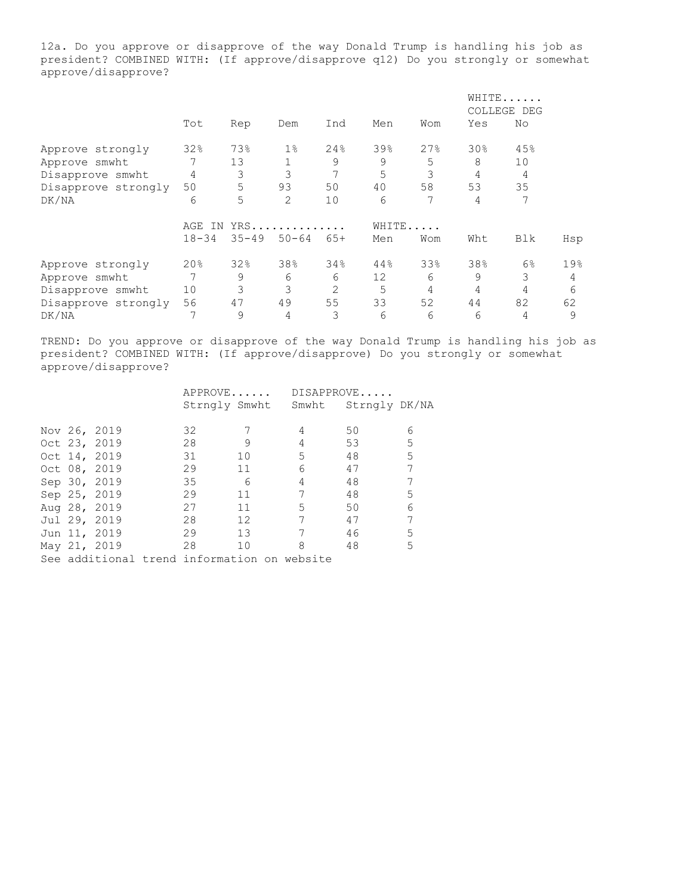12a. Do you approve or disapprove of the way Donald Trump is handling his job as president? COMBINED WITH: (If approve/disapprove q12) Do you strongly or somewhat approve/disapprove?

| | | | | | | | WHITE...... COLLEGE DEG | |
|---|---|---|---|---|---|---|---|---|
| | Tot | Rep | Dem | Ind | Men | Wom | Yes | No |
| Approve strongly | 32% | 73% | 1% | 24% | 39% | 27% | 30% | 45% |
| Approve smwht | 7 | 13 | 1 | 9 | 9 | 5 | 8 | 10 |
| Disapprove smwht | 4 | 3 | 3 | 7 | 5 | 3 | 4 | 4 |
| Disapprove strongly | 50 | 5 | 93 | 50 | 40 | 58 | 53 | 35 |
| DK/NA | 6 | 5 | 2 | 10 | 6 | 7 | 4 | 7 |

| | AGE IN YRS.............. | | | | WHITE..... | | | | |
|---|---|---|---|---|---|---|---|---|---|
| | 18-34 | 35-49 | 50-64 | 65+ | Men | Wom | Wht | Blk | Hsp |
| Approve strongly | 20% | 32% | 38% | 34% | 44% | 33% | 38% | 6% | 19% |
| Approve smwht | 7 | 9 | 6 | 6 | 12 | 6 | 9 | 3 | 4 |
| Disapprove smwht | 10 | 3 | 3 | 2 | 5 | 4 | 4 | 4 | 6 |
| Disapprove strongly | 56 | 47 | 49 | 55 | 33 | 52 | 44 | 82 | 62 |
| DK/NA | 7 | 9 | 4 | 3 | 6 | 6 | 6 | 4 | 9 |

TREND: Do you approve or disapprove of the way Donald Trump is handling his job as president? COMBINED WITH: (If approve/disapprove) Do you strongly or somewhat approve/disapprove?

| | APPROVE...... | | DISAPPROVE..... | | |
|---|---|---|---|---|---|
| | Strngly | Smwht | Smwht | Strngly | DK/NA |
| Nov 26, 2019 | 32 | 7 | 4 | 50 | 6 |
| Oct 23, 2019 | 28 | 9 | 4 | 53 | 5 |
| Oct 14, 2019 | 31 | 10 | 5 | 48 | 5 |
| Oct 08, 2019 | 29 | 11 | 6 | 47 | 7 |
| Sep 30, 2019 | 35 | 6 | 4 | 48 | 7 |
| Sep 25, 2019 | 29 | 11 | 7 | 48 | 5 |
| Aug 28, 2019 | 27 | 11 | 5 | 50 | 6 |
| Jul 29, 2019 | 28 | 12 | 7 | 47 | 7 |
| Jun 11, 2019 | 29 | 13 | 7 | 46 | 5 |
| May 21, 2019 | 28 | 10 | 8 | 48 | 5 |

See additional trend information on website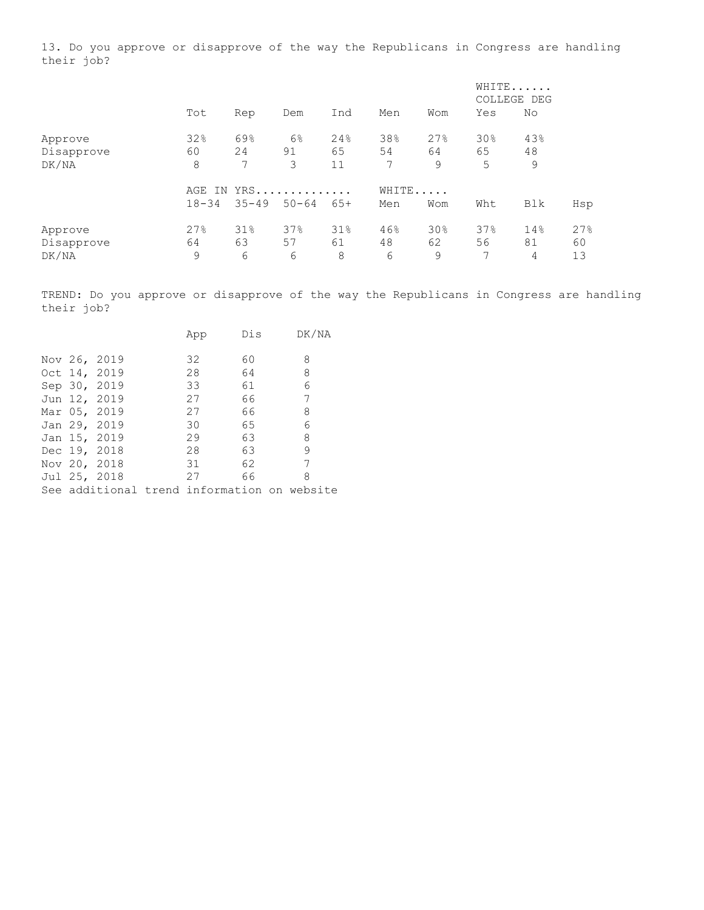13. Do you approve or disapprove of the way the Republicans in Congress are handling their job?

| | Tot | Rep | Dem | Ind | Men | Wom | WHITE...... COLLEGE DEG Yes | No |
|---|---|---|---|---|---|---|---|---|
| Approve | 32% | 69% | 6% | 24% | 38% | 27% | 30% | 43% |
| Disapprove | 60 | 24 | 91 | 65 | 54 | 64 | 65 | 48 |
| DK/NA | 8 | 7 | 3 | 11 | 7 | 9 | 5 | 9 |

| | AGE IN YRS.............. 18-34 | 35-49 | 50-64 | 65+ | WHITE..... Men | Wom | Wht | Blk | Hsp |
|---|---|---|---|---|---|---|---|---|---|
| Approve | 27% | 31% | 37% | 31% | 46% | 30% | 37% | 14% | 27% |
| Disapprove | 64 | 63 | 57 | 61 | 48 | 62 | 56 | 81 | 60 |
| DK/NA | 9 | 6 | 6 | 8 | 6 | 9 | 7 | 4 | 13 |

TREND: Do you approve or disapprove of the way the Republicans in Congress are handling their job?

| | App | Dis | DK/NA |
|---|---|---|---|
| Nov 26, 2019 | 32 | 60 | 8 |
| Oct 14, 2019 | 28 | 64 | 8 |
| Sep 30, 2019 | 33 | 61 | 6 |
| Jun 12, 2019 | 27 | 66 | 7 |
| Mar 05, 2019 | 27 | 66 | 8 |
| Jan 29, 2019 | 30 | 65 | 6 |
| Jan 15, 2019 | 29 | 63 | 8 |
| Dec 19, 2018 | 28 | 63 | 9 |
| Nov 20, 2018 | 31 | 62 | 7 |
| Jul 25, 2018 | 27 | 66 | 8 |

See additional trend information on website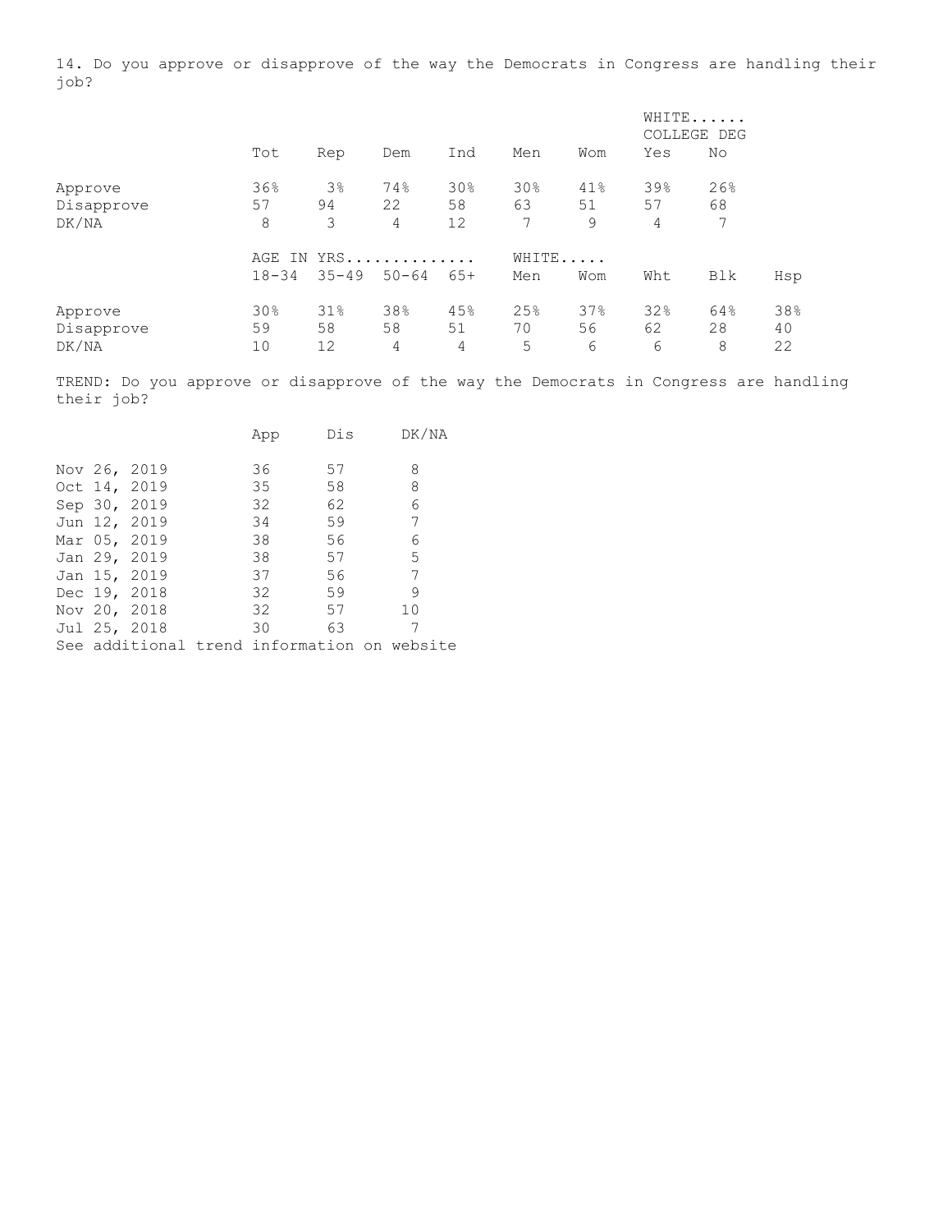14. Do you approve or disapprove of the way the Democrats in Congress are handling their job?

| | Tot | Rep | Dem | Ind | Men | Wom | WHITE...... COLLEGE DEG Yes | No |
|---|---|---|---|---|---|---|---|---|
| Approve | 36% | 3% | 74% | 30% | 30% | 41% | 39% | 26% |
| Disapprove | 57 | 94 | 22 | 58 | 63 | 51 | 57 | 68 |
| DK/NA | 8 | 3 | 4 | 12 | 7 | 9 | 4 | 7 |

| | AGE IN YRS............. 18-34 | 35-49 | 50-64 | 65+ | WHITE..... Men | Wom | Wht | Blk | Hsp |
|---|---|---|---|---|---|---|---|---|---|
| Approve | 30% | 31% | 38% | 45% | 25% | 37% | 32% | 64% | 38% |
| Disapprove | 59 | 58 | 58 | 51 | 70 | 56 | 62 | 28 | 40 |
| DK/NA | 10 | 12 | 4 | 4 | 5 | 6 | 6 | 8 | 22 |

TREND: Do you approve or disapprove of the way the Democrats in Congress are handling their job?

| | App | Dis | DK/NA |
|---|---|---|---|
| Nov 26, 2019 | 36 | 57 | 8 |
| Oct 14, 2019 | 35 | 58 | 8 |
| Sep 30, 2019 | 32 | 62 | 6 |
| Jun 12, 2019 | 34 | 59 | 7 |
| Mar 05, 2019 | 38 | 56 | 6 |
| Jan 29, 2019 | 38 | 57 | 5 |
| Jan 15, 2019 | 37 | 56 | 7 |
| Dec 19, 2018 | 32 | 59 | 9 |
| Nov 20, 2018 | 32 | 57 | 10 |
| Jul 25, 2018 | 30 | 63 | 7 |

See additional trend information on website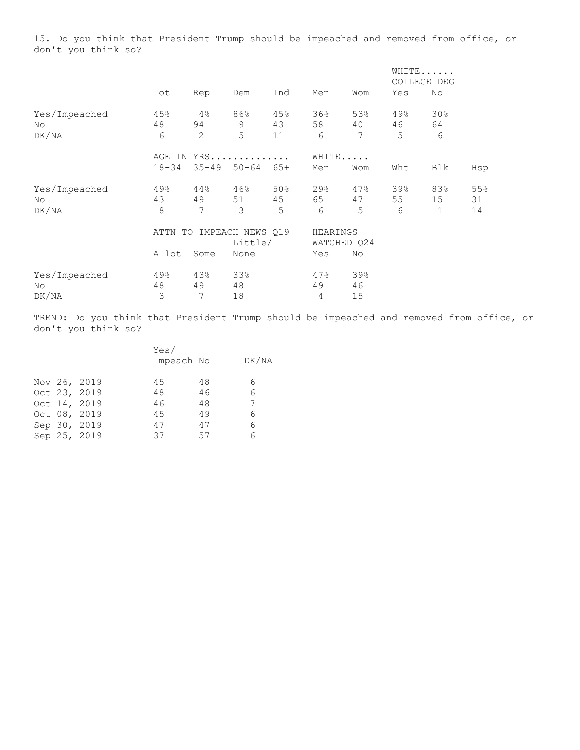15. Do you think that President Trump should be impeached and removed from office, or don't you think so?

| | Tot | Rep | Dem | Ind | Men | Wom | WHITE...... COLLEGE DEG Yes | No |
|---|---|---|---|---|---|---|---|---|
| Yes/Impeached | 45% | 4% | 86% | 45% | 36% | 53% | 49% | 30% |
| No | 48 | 94 | 9 | 43 | 58 | 40 | 46 | 64 |
| DK/NA | 6 | 2 | 5 | 11 | 6 | 7 | 5 | 6 |

| | AGE IN YRS.............. | | | | WHITE..... | | | | |
|---|---|---|---|---|---|---|---|---|---|
| | 18-34 | 35-49 | 50-64 | 65+ | Men | Wom | Wht | Blk | Hsp |
| Yes/Impeached | 49% | 44% | 46% | 50% | 29% | 47% | 39% | 83% | 55% |
| No | 43 | 49 | 51 | 45 | 65 | 47 | 55 | 15 | 31 |
| DK/NA | 8 | 7 | 3 | 5 | 6 | 5 | 6 | 1 | 14 |

| | ATTN TO IMPEACH NEWS Q19 | | | HEARINGS WATCHED Q24 | |
|---|---|---|---|---|---|
| | A lot | Some | Little/ None | Yes | No |
| Yes/Impeached | 49% | 43% | 33% | 47% | 39% |
| No | 48 | 49 | 48 | 49 | 46 |
| DK/NA | 3 | 7 | 18 | 4 | 15 |

TREND: Do you think that President Trump should be impeached and removed from office, or don't you think so?

| | Yes/ Impeach | No | DK/NA |
|---|---|---|---|
| Nov 26, 2019 | 45 | 48 | 6 |
| Oct 23, 2019 | 48 | 46 | 6 |
| Oct 14, 2019 | 46 | 48 | 7 |
| Oct 08, 2019 | 45 | 49 | 6 |
| Sep 30, 2019 | 47 | 47 | 6 |
| Sep 25, 2019 | 37 | 57 | 6 |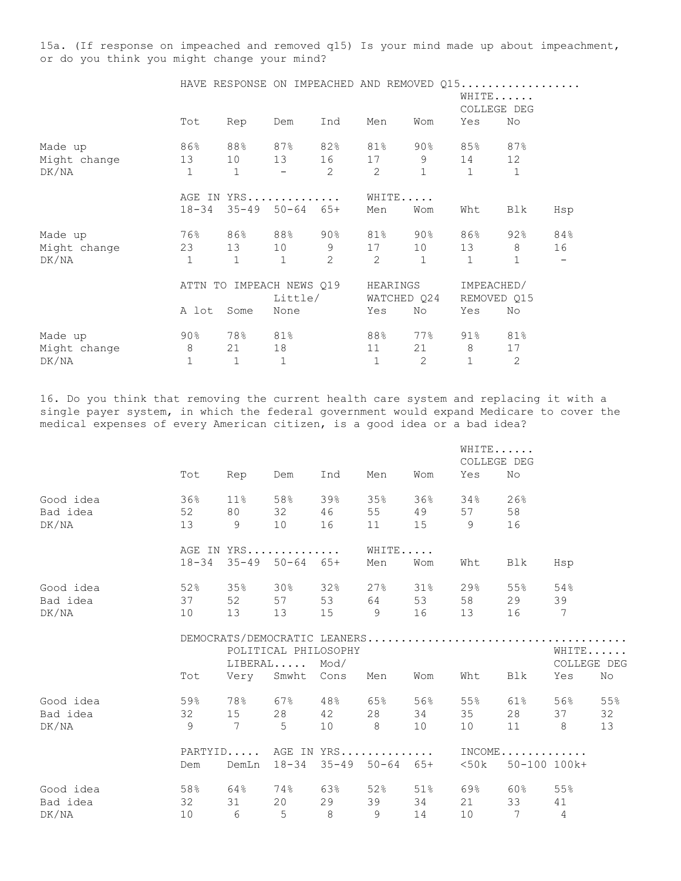15a. (If response on impeached and removed q15) Is your mind made up about impeachment, or do you think you might change your mind?

| | HAVE RESPONSE ON IMPEACHED AND REMOVED Q15 | | | | | | | |
|---|---|---|---|---|---|---|---|---|
| | | | | | | | WHITE COLLEGE DEG | |
| | Tot | Rep | Dem | Ind | Men | Wom | Yes | No |
| Made up | 86% | 88% | 87% | 82% | 81% | 90% | 85% | 87% |
| Might change | 13 | 10 | 13 | 16 | 17 | 9 | 14 | 12 |
| DK/NA | 1 | 1 | - | 2 | 2 | 1 | 1 | 1 |

| | AGE IN YRS | | | | WHITE | | | | |
|---|---|---|---|---|---|---|---|---|---|
| | 18-34 | 35-49 | 50-64 | 65+ | Men | Wom | Wht | Blk | Hsp |
| Made up | 76% | 86% | 88% | 90% | 81% | 90% | 86% | 92% | 84% |
| Might change | 23 | 13 | 10 | 9 | 17 | 10 | 13 | 8 | 16 |
| DK/NA | 1 | 1 | 1 | 2 | 2 | 1 | 1 | 1 | - |

| | ATTN TO IMPEACH NEWS Q19 | | | HEARINGS WATCHED Q24 | | IMPEACHED/ REMOVED Q15 | |
|---|---|---|---|---|---|---|---|
| | A lot | Some | Little/ None | Yes | No | Yes | No |
| Made up | 90% | 78% | 81% | 88% | 77% | 91% | 81% |
| Might change | 8 | 21 | 18 | 11 | 21 | 8 | 17 |
| DK/NA | 1 | 1 | 1 | 1 | 2 | 1 | 2 |

16. Do you think that removing the current health care system and replacing it with a single payer system, in which the federal government would expand Medicare to cover the medical expenses of every American citizen, is a good idea or a bad idea?

| | | | | | | | WHITE COLLEGE DEG | |
|---|---|---|---|---|---|---|---|---|
| | Tot | Rep | Dem | Ind | Men | Wom | Yes | No |
| Good idea | 36% | 11% | 58% | 39% | 35% | 36% | 34% | 26% |
| Bad idea | 52 | 80 | 32 | 46 | 55 | 49 | 57 | 58 |
| DK/NA | 13 | 9 | 10 | 16 | 11 | 15 | 9 | 16 |

| | AGE IN YRS | | | | WHITE | | | | |
|---|---|---|---|---|---|---|---|---|---|
| | 18-34 | 35-49 | 50-64 | 65+ | Men | Wom | Wht | Blk | Hsp |
| Good idea | 52% | 35% | 30% | 32% | 27% | 31% | 29% | 55% | 54% |
| Bad idea | 37 | 52 | 57 | 53 | 64 | 53 | 58 | 29 | 39 |
| DK/NA | 10 | 13 | 13 | 15 | 9 | 16 | 13 | 16 | 7 |

| | DEMOCRATS/DEMOCRATIC LEANERS | | | | | | | | | |
|---|---|---|---|---|---|---|---|---|---|---|
| | | POLITICAL PHILOSOPHY | | | | | | | WHITE COLLEGE DEG | |
| | | LIBERAL | | Mod/ | | | | | | |
| | Tot | Very | Smwht | Cons | Men | Wom | Wht | Blk | Yes | No |
| Good idea | 59% | 78% | 67% | 48% | 65% | 56% | 55% | 61% | 56% | 55% |
| Bad idea | 32 | 15 | 28 | 42 | 28 | 34 | 35 | 28 | 37 | 32 |
| DK/NA | 9 | 7 | 5 | 10 | 8 | 10 | 10 | 11 | 8 | 13 |

| | PARTYID | | AGE IN YRS | | | | INCOME | | |
|---|---|---|---|---|---|---|---|---|---|
| | Dem | DemLn | 18-34 | 35-49 | 50-64 | 65+ | <50k | 50-100 | 100k+ |
| Good idea | 58% | 64% | 74% | 63% | 52% | 51% | 69% | 60% | 55% |
| Bad idea | 32 | 31 | 20 | 29 | 39 | 34 | 21 | 33 | 41 |
| DK/NA | 10 | 6 | 5 | 8 | 9 | 14 | 10 | 7 | 4 |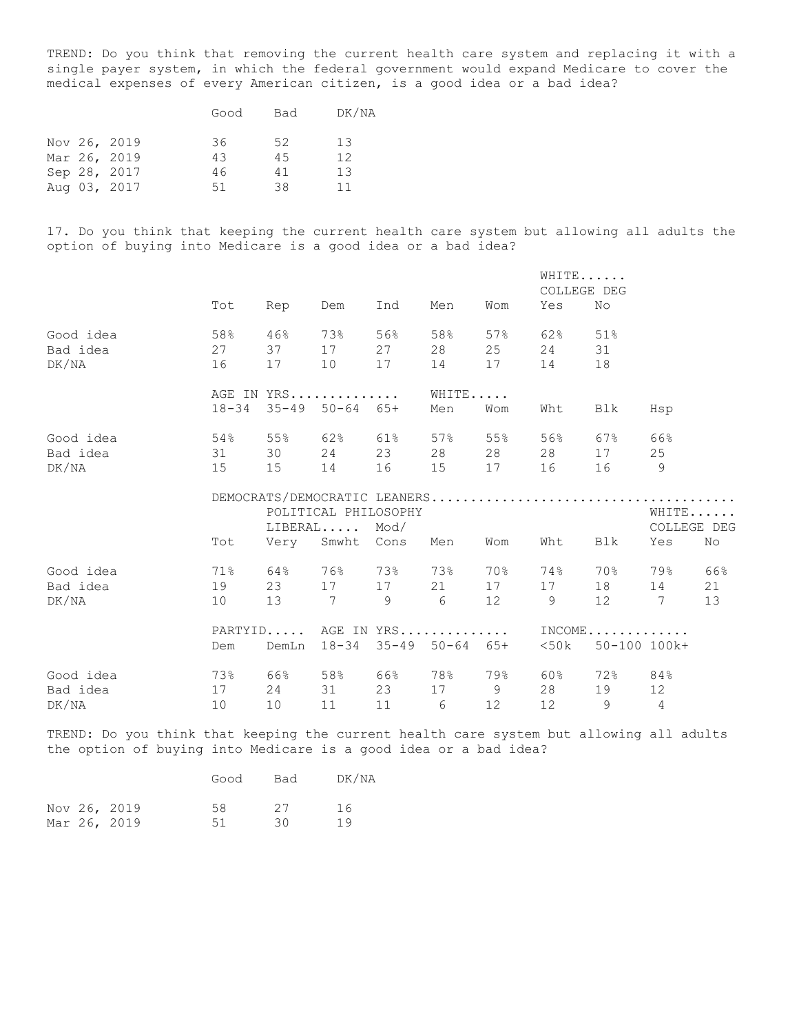TREND: Do you think that removing the current health care system and replacing it with a single payer system, in which the federal government would expand Medicare to cover the medical expenses of every American citizen, is a good idea or a bad idea?

| | Good | Bad | DK/NA |
|---|---|---|---|
| Nov 26, 2019 | 36 | 52 | 13 |
| Mar 26, 2019 | 43 | 45 | 12 |
| Sep 28, 2017 | 46 | 41 | 13 |
| Aug 03, 2017 | 51 | 38 | 11 |

17. Do you think that keeping the current health care system but allowing all adults the option of buying into Medicare is a good idea or a bad idea?

| | | | | | | | WHITE...... COLLEGE DEG | |
|---|---|---|---|---|---|---|---|---|
| | Tot | Rep | Dem | Ind | Men | Wom | Yes | No |
| Good idea | 58% | 46% | 73% | 56% | 58% | 57% | 62% | 51% |
| Bad idea | 27 | 37 | 17 | 27 | 28 | 25 | 24 | 31 |
| DK/NA | 16 | 17 | 10 | 17 | 14 | 17 | 14 | 18 |

| | AGE IN YRS............. | | | | WHITE..... | | | | |
|---|---|---|---|---|---|---|---|---|---|
| | 18-34 | 35-49 | 50-64 | 65+ | Men | Wom | Wht | Blk | Hsp |
| Good idea | 54% | 55% | 62% | 61% | 57% | 55% | 56% | 67% | 66% |
| Bad idea | 31 | 30 | 24 | 23 | 28 | 28 | 28 | 17 | 25 |
| DK/NA | 15 | 15 | 14 | 16 | 15 | 17 | 16 | 16 | 9 |

| | DEMOCRATS/DEMOCRATIC LEANERS.................................... | | | | | | | | | |
|---|---|---|---|---|---|---|---|---|---|---|
| | | POLITICAL PHILOSOPHY | | | | | | | WHITE...... | |
| | | LIBERAL..... | | Mod/ | | | | | COLLEGE DEG | |
| | Tot | Very | Smwht | Cons | Men | Wom | Wht | Blk | Yes | No |
| Good idea | 71% | 64% | 76% | 73% | 73% | 70% | 74% | 70% | 79% | 66% |
| Bad idea | 19 | 23 | 17 | 17 | 21 | 17 | 17 | 18 | 14 | 21 |
| DK/NA | 10 | 13 | 7 | 9 | 6 | 12 | 9 | 12 | 7 | 13 |

| | PARTYID..... | | AGE IN YRS............. | | | | INCOME............ | | |
|---|---|---|---|---|---|---|---|---|---|
| | Dem | DemLn | 18-34 | 35-49 | 50-64 | 65+ | <50k | 50-100 | 100k+ |
| Good idea | 73% | 66% | 58% | 66% | 78% | 79% | 60% | 72% | 84% |
| Bad idea | 17 | 24 | 31 | 23 | 17 | 9 | 28 | 19 | 12 |
| DK/NA | 10 | 10 | 11 | 11 | 6 | 12 | 12 | 9 | 4 |

TREND: Do you think that keeping the current health care system but allowing all adults the option of buying into Medicare is a good idea or a bad idea?

| | Good | Bad | DK/NA |
|---|---|---|---|
| Nov 26, 2019 | 58 | 27 | 16 |
| Mar 26, 2019 | 51 | 30 | 19 |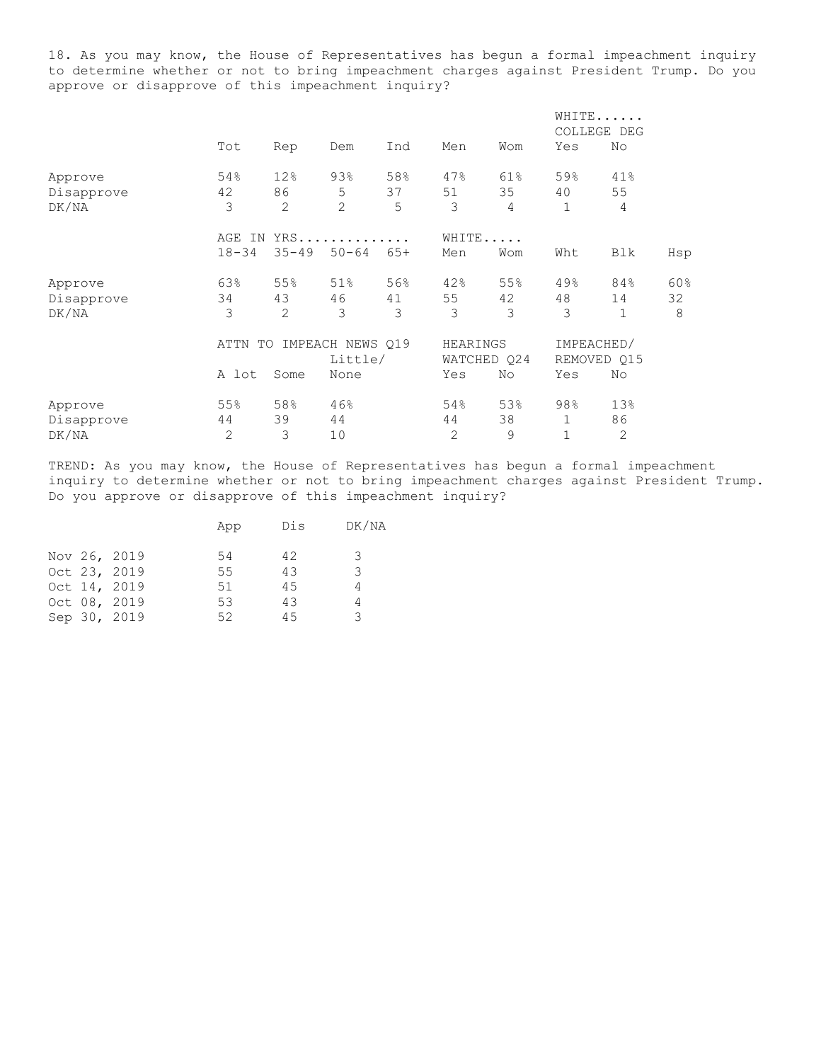18. As you may know, the House of Representatives has begun a formal impeachment inquiry to determine whether or not to bring impeachment charges against President Trump. Do you approve or disapprove of this impeachment inquiry?

| | Tot | Rep | Dem | Ind | Men | Wom | WHITE...... COLLEGE DEG Yes | No |
|---|---|---|---|---|---|---|---|---|
| Approve | 54% | 12% | 93% | 58% | 47% | 61% | 59% | 41% |
| Disapprove | 42 | 86 | 5 | 37 | 51 | 35 | 40 | 55 |
| DK/NA | 3 | 2 | 2 | 5 | 3 | 4 | 1 | 4 |

| | AGE IN YRS............. 18-34 | 35-49 | 50-64 | 65+ | WHITE..... Men | Wom | Wht | Blk | Hsp |
|---|---|---|---|---|---|---|---|---|---|
| Approve | 63% | 55% | 51% | 56% | 42% | 55% | 49% | 84% | 60% |
| Disapprove | 34 | 43 | 46 | 41 | 55 | 42 | 48 | 14 | 32 |
| DK/NA | 3 | 2 | 3 | 3 | 3 | 3 | 3 | 1 | 8 |

| | ATTN TO IMPEACH NEWS Q19 A lot | Some | Little/ None | HEARINGS WATCHED Q24 Yes | No | IMPEACHED/ REMOVED Q15 Yes | No |
|---|---|---|---|---|---|---|---|
| Approve | 55% | 58% | 46% | 54% | 53% | 98% | 13% |
| Disapprove | 44 | 39 | 44 | 44 | 38 | 1 | 86 |
| DK/NA | 2 | 3 | 10 | 2 | 9 | 1 | 2 |

TREND: As you may know, the House of Representatives has begun a formal impeachment inquiry to determine whether or not to bring impeachment charges against President Trump. Do you approve or disapprove of this impeachment inquiry?

| | App | Dis | DK/NA |
|---|---|---|---|
| Nov 26, 2019 | 54 | 42 | 3 |
| Oct 23, 2019 | 55 | 43 | 3 |
| Oct 14, 2019 | 51 | 45 | 4 |
| Oct 08, 2019 | 53 | 43 | 4 |
| Sep 30, 2019 | 52 | 45 | 3 |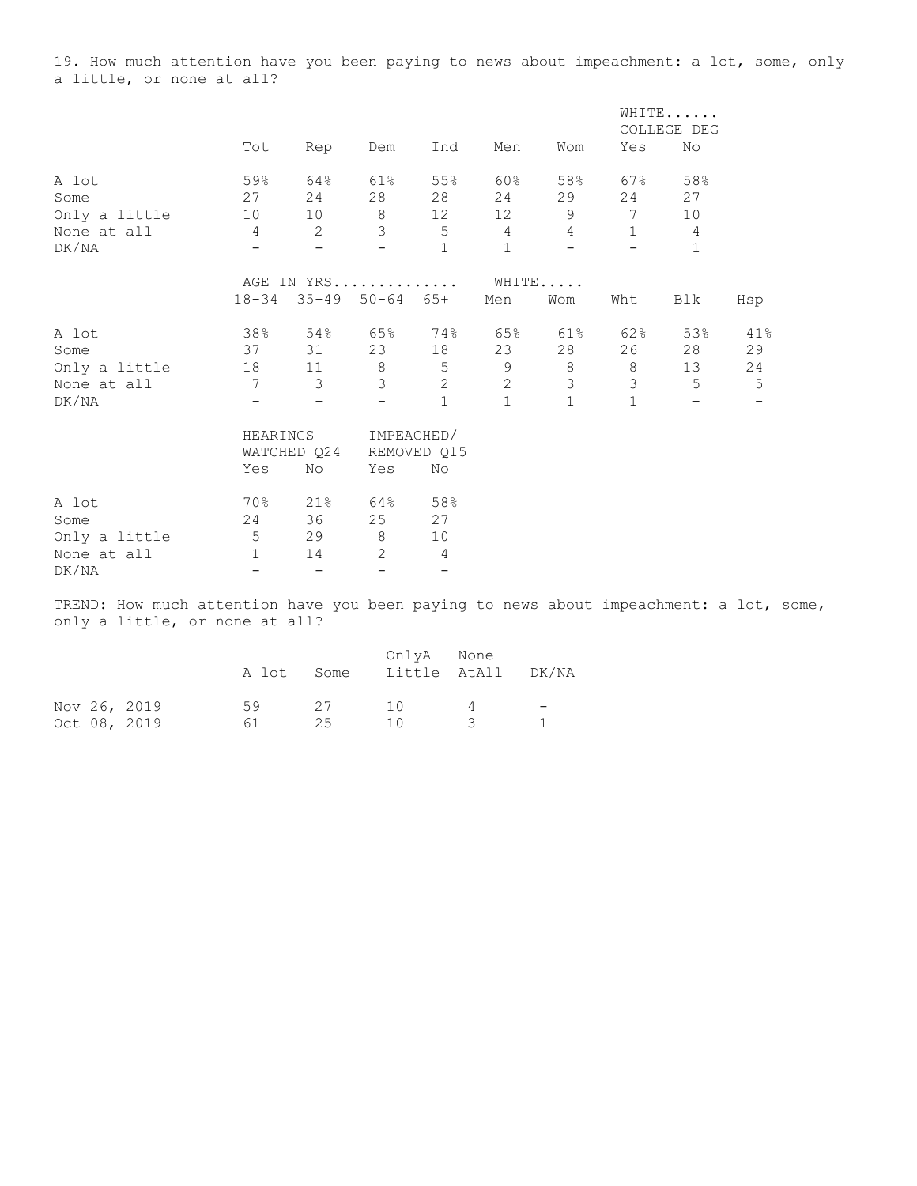19. How much attention have you been paying to news about impeachment: a lot, some, only a little, or none at all?

| | Tot | Rep | Dem | Ind | Men | Wom | WHITE...... COLLEGE DEG Yes | No |
|---|---|---|---|---|---|---|---|---|
| A lot | 59% | 64% | 61% | 55% | 60% | 58% | 67% | 58% |
| Some | 27 | 24 | 28 | 28 | 24 | 29 | 24 | 27 |
| Only a little | 10 | 10 | 8 | 12 | 12 | 9 | 7 | 10 |
| None at all | 4 | 2 | 3 | 5 | 4 | 4 | 1 | 4 |
| DK/NA | - | - | - | 1 | 1 | - | - | 1 |

| | AGE IN YRS.............. | | | | WHITE..... | | | | |
|---|---|---|---|---|---|---|---|---|---|
| | 18-34 | 35-49 | 50-64 | 65+ | Men | Wom | Wht | Blk | Hsp |
| A lot | 38% | 54% | 65% | 74% | 65% | 61% | 62% | 53% | 41% |
| Some | 37 | 31 | 23 | 18 | 23 | 28 | 26 | 28 | 29 |
| Only a little | 18 | 11 | 8 | 5 | 9 | 8 | 8 | 13 | 24 |
| None at all | 7 | 3 | 3 | 2 | 2 | 3 | 3 | 5 | 5 |
| DK/NA | - | - | - | 1 | 1 | 1 | 1 | - | - |

| | HEARINGS WATCHED Q24 | | IMPEACHED/ REMOVED Q15 | |
|---|---|---|---|---|
| | Yes | No | Yes | No |
| A lot | 70% | 21% | 64% | 58% |
| Some | 24 | 36 | 25 | 27 |
| Only a little | 5 | 29 | 8 | 10 |
| None at all | 1 | 14 | 2 | 4 |
| DK/NA | - | - | - | - |

TREND: How much attention have you been paying to news about impeachment: a lot, some, only a little, or none at all?

| | A lot | Some | OnlyA Little | None AtAll | DK/NA |
|---|---|---|---|---|---|
| Nov 26, 2019 | 59 | 27 | 10 | 4 | - |
| Oct 08, 2019 | 61 | 25 | 10 | 3 | 1 |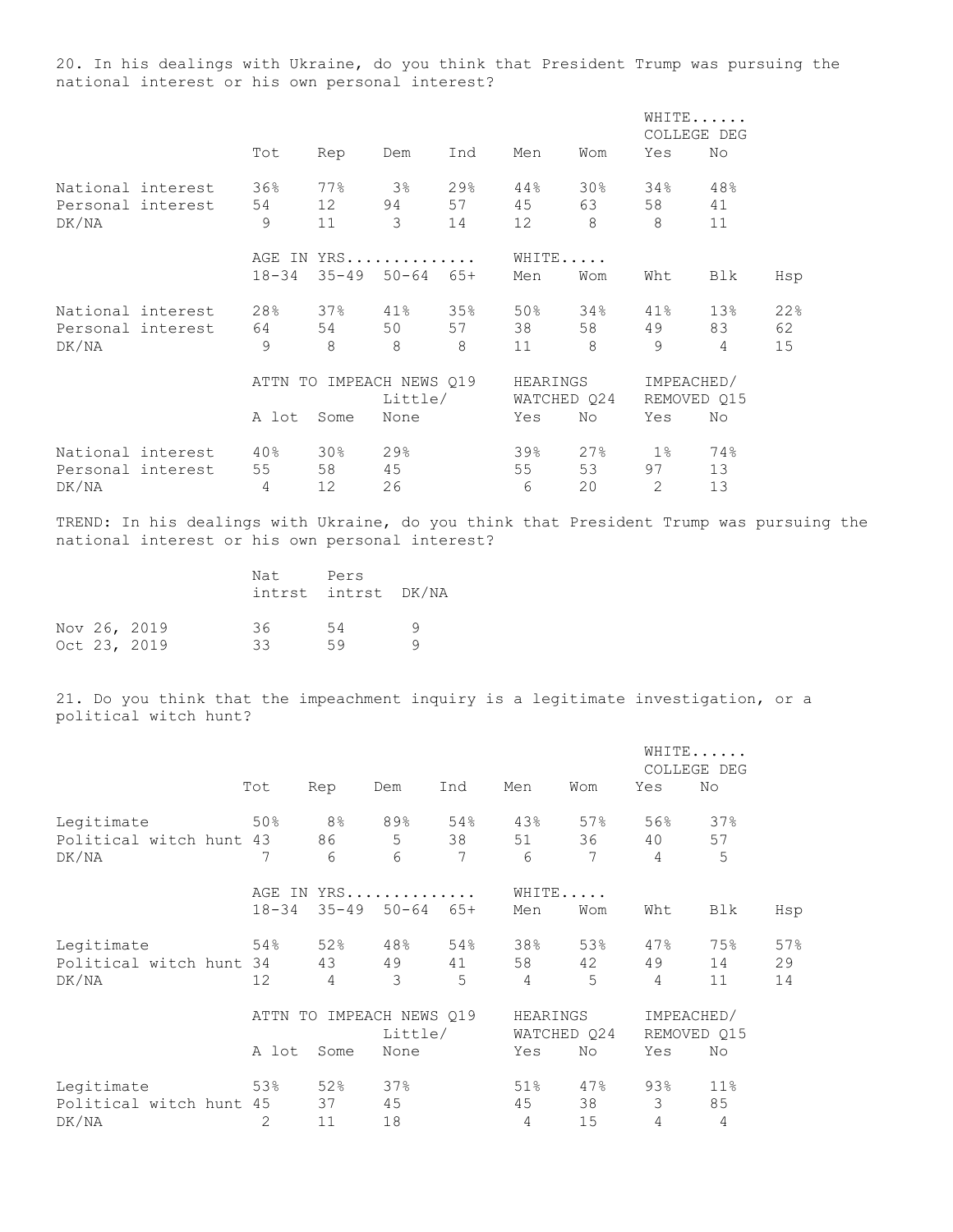20. In his dealings with Ukraine, do you think that President Trump was pursuing the national interest or his own personal interest?

| | Tot | Rep | Dem | Ind | Men | Wom | WHITE...... COLLEGE DEG Yes | No |
|---|---|---|---|---|---|---|---|---|
| National interest | 36% | 77% | 3% | 29% | 44% | 30% | 34% | 48% |
| Personal interest | 54 | 12 | 94 | 57 | 45 | 63 | 58 | 41 |
| DK/NA | 9 | 11 | 3 | 14 | 12 | 8 | 8 | 11 |

| | AGE IN YRS.............. 18-34 | 35-49 | 50-64 | 65+ | WHITE..... Men | Wom | Wht | Blk | Hsp |
|---|---|---|---|---|---|---|---|---|---|
| National interest | 28% | 37% | 41% | 35% | 50% | 34% | 41% | 13% | 22% |
| Personal interest | 64 | 54 | 50 | 57 | 38 | 58 | 49 | 83 | 62 |
| DK/NA | 9 | 8 | 8 | 8 | 11 | 8 | 9 | 4 | 15 |

| | ATTN TO IMPEACH NEWS Q19 A lot | Some | Little/ None | HEARINGS WATCHED Q24 Yes | No | IMPEACHED/ REMOVED Q15 Yes | No |
|---|---|---|---|---|---|---|---|
| National interest | 40% | 30% | 29% | 39% | 27% | 1% | 74% |
| Personal interest | 55 | 58 | 45 | 55 | 53 | 97 | 13 |
| DK/NA | 4 | 12 | 26 | 6 | 20 | 2 | 13 |

TREND: In his dealings with Ukraine, do you think that President Trump was pursuing the national interest or his own personal interest?

| | Nat intrst | Pers intrst | DK/NA |
|---|---|---|---|
| Nov 26, 2019 | 36 | 54 | 9 |
| Oct 23, 2019 | 33 | 59 | 9 |

21. Do you think that the impeachment inquiry is a legitimate investigation, or a political witch hunt?

| | Tot | Rep | Dem | Ind | Men | Wom | WHITE...... COLLEGE DEG Yes | No |
|---|---|---|---|---|---|---|---|---|
| Legitimate | 50% | 8% | 89% | 54% | 43% | 57% | 56% | 37% |
| Political witch hunt | 43 | 86 | 5 | 38 | 51 | 36 | 40 | 57 |
| DK/NA | 7 | 6 | 6 | 7 | 6 | 7 | 4 | 5 |

| | AGE IN YRS.............. 18-34 | 35-49 | 50-64 | 65+ | WHITE..... Men | Wom | Wht | Blk | Hsp |
|---|---|---|---|---|---|---|---|---|---|
| Legitimate | 54% | 52% | 48% | 54% | 38% | 53% | 47% | 75% | 57% |
| Political witch hunt | 34 | 43 | 49 | 41 | 58 | 42 | 49 | 14 | 29 |
| DK/NA | 12 | 4 | 3 | 5 | 4 | 5 | 4 | 11 | 14 |

| | ATTN TO IMPEACH NEWS Q19 A lot | Some | Little/ None | HEARINGS WATCHED Q24 Yes | No | IMPEACHED/ REMOVED Q15 Yes | No |
|---|---|---|---|---|---|---|---|
| Legitimate | 53% | 52% | 37% | 51% | 47% | 93% | 11% |
| Political witch hunt | 45 | 37 | 45 | 45 | 38 | 3 | 85 |
| DK/NA | 2 | 11 | 18 | 4 | 15 | 4 | 4 |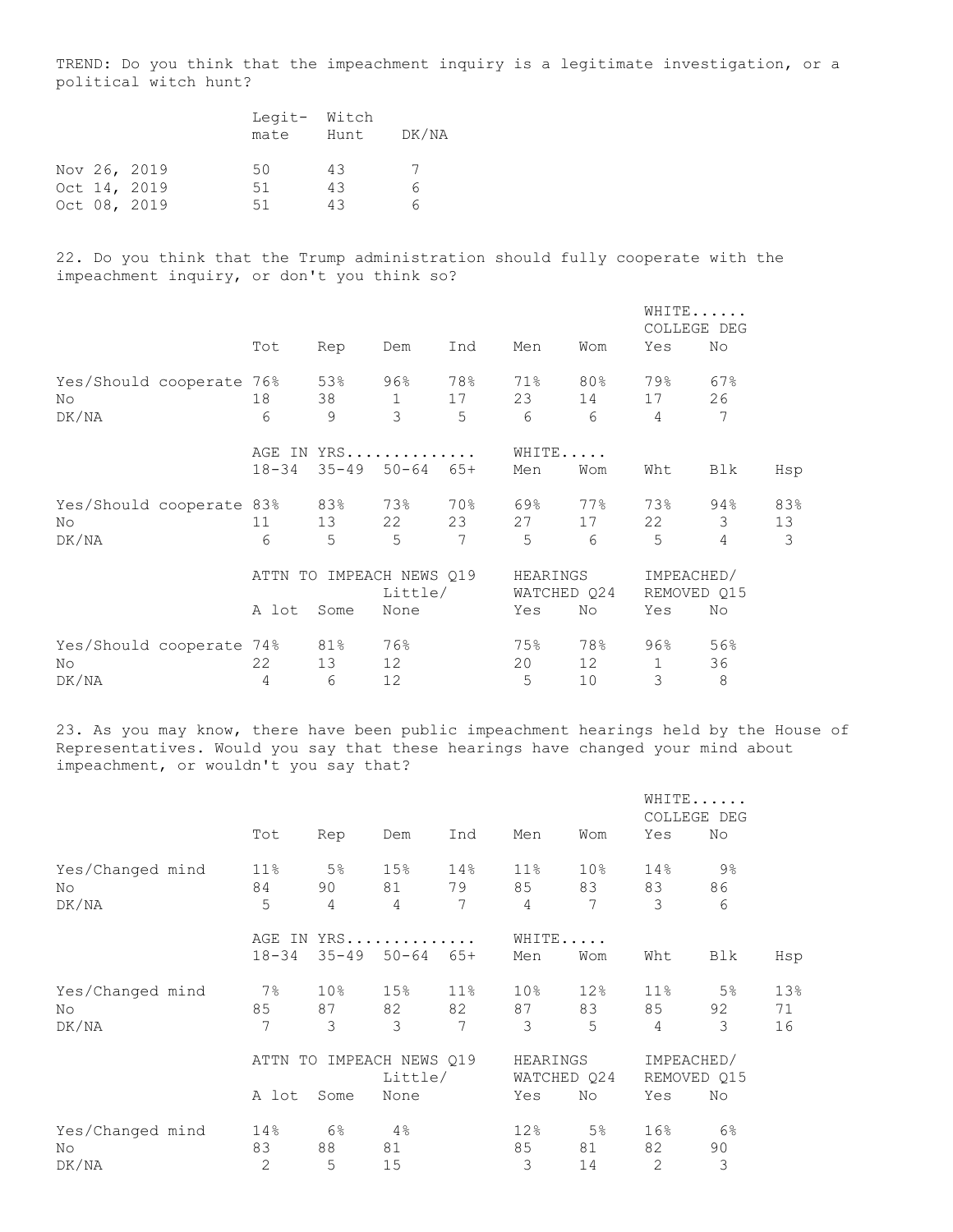TREND: Do you think that the impeachment inquiry is a legitimate investigation, or a political witch hunt?

| | Legit-mate | Witch Hunt | DK/NA |
|---|---|---|---|
| Nov 26, 2019 | 50 | 43 | 7 |
| Oct 14, 2019 | 51 | 43 | 6 |
| Oct 08, 2019 | 51 | 43 | 6 |

22. Do you think that the Trump administration should fully cooperate with the impeachment inquiry, or don't you think so?

| | Tot | Rep | Dem | Ind | Men | Wom | WHITE...... COLLEGE DEG Yes | No |
|---|---|---|---|---|---|---|---|---|
| Yes/Should cooperate | 76% | 53% | 96% | 78% | 71% | 80% | 79% | 67% |
| No | 18 | 38 | 1 | 17 | 23 | 14 | 17 | 26 |
| DK/NA | 6 | 9 | 3 | 5 | 6 | 6 | 4 | 7 |

| | AGE IN YRS.............. 18-34 | 35-49 | 50-64 | 65+ | WHITE..... Men | Wom | Wht | Blk | Hsp |
|---|---|---|---|---|---|---|---|---|---|
| Yes/Should cooperate | 83% | 83% | 73% | 70% | 69% | 77% | 73% | 94% | 83% |
| No | 11 | 13 | 22 | 23 | 27 | 17 | 22 | 3 | 13 |
| DK/NA | 6 | 5 | 5 | 7 | 5 | 6 | 5 | 4 | 3 |

| | ATTN TO IMPEACH NEWS Q19 A lot | Some | Little/ None | HEARINGS WATCHED Q24 Yes | No | IMPEACHED/ REMOVED Q15 Yes | No |
|---|---|---|---|---|---|---|---|
| Yes/Should cooperate | 74% | 81% | 76% | 75% | 78% | 96% | 56% |
| No | 22 | 13 | 12 | 20 | 12 | 1 | 36 |
| DK/NA | 4 | 6 | 12 | 5 | 10 | 3 | 8 |

23. As you may know, there have been public impeachment hearings held by the House of Representatives. Would you say that these hearings have changed your mind about impeachment, or wouldn't you say that?

| | Tot | Rep | Dem | Ind | Men | Wom | WHITE...... COLLEGE DEG Yes | No |
|---|---|---|---|---|---|---|---|---|
| Yes/Changed mind | 11% | 5% | 15% | 14% | 11% | 10% | 14% | 9% |
| No | 84 | 90 | 81 | 79 | 85 | 83 | 83 | 86 |
| DK/NA | 5 | 4 | 4 | 7 | 4 | 7 | 3 | 6 |

| | AGE IN YRS.............. 18-34 | 35-49 | 50-64 | 65+ | WHITE..... Men | Wom | Wht | Blk | Hsp |
|---|---|---|---|---|---|---|---|---|---|
| Yes/Changed mind | 7% | 10% | 15% | 11% | 10% | 12% | 11% | 5% | 13% |
| No | 85 | 87 | 82 | 82 | 87 | 83 | 85 | 92 | 71 |
| DK/NA | 7 | 3 | 3 | 7 | 3 | 5 | 4 | 3 | 16 |

| | ATTN TO IMPEACH NEWS Q19 A lot | Some | Little/ None | HEARINGS WATCHED Q24 Yes | No | IMPEACHED/ REMOVED Q15 Yes | No |
|---|---|---|---|---|---|---|---|
| Yes/Changed mind | 14% | 6% | 4% | 12% | 5% | 16% | 6% |
| No | 83 | 88 | 81 | 85 | 81 | 82 | 90 |
| DK/NA | 2 | 5 | 15 | 3 | 14 | 2 | 3 |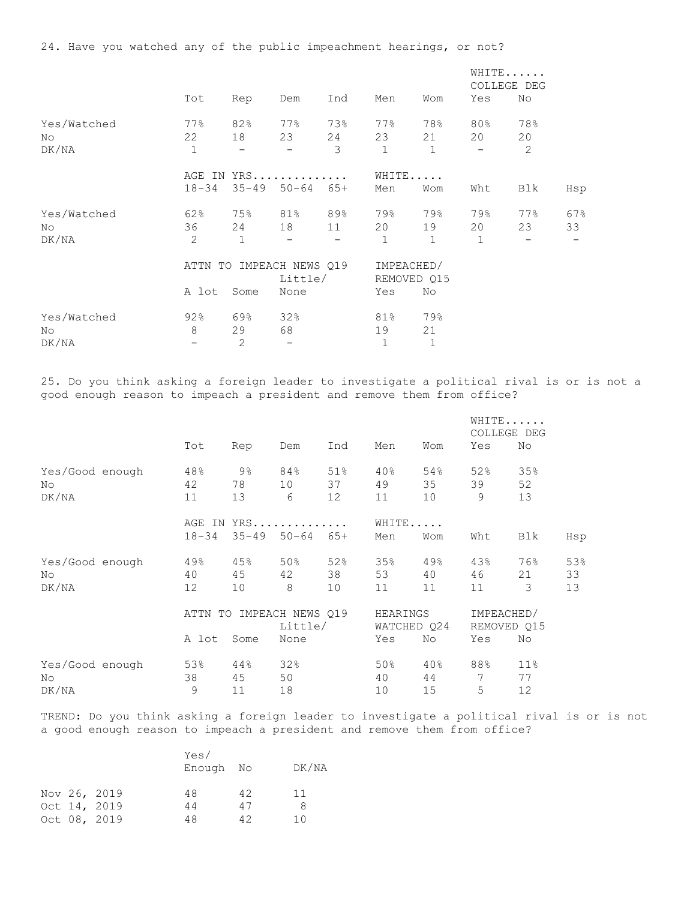24. Have you watched any of the public impeachment hearings, or not?

| | Tot | Rep | Dem | Ind | Men | Wom | WHITE...... COLLEGE DEG Yes | No |
|---|---|---|---|---|---|---|---|---|
| Yes/Watched | 77% | 82% | 77% | 73% | 77% | 78% | 80% | 78% |
| No | 22 | 18 | 23 | 24 | 23 | 21 | 20 | 20 |
| DK/NA | 1 | - | - | 3 | 1 | 1 | - | 2 |

| | AGE IN YRS.............. 18-34 | 35-49 | 50-64 | 65+ | WHITE..... Men | Wom | Wht | Blk | Hsp |
|---|---|---|---|---|---|---|---|---|---|
| Yes/Watched | 62% | 75% | 81% | 89% | 79% | 79% | 79% | 77% | 67% |
| No | 36 | 24 | 18 | 11 | 20 | 19 | 20 | 23 | 33 |
| DK/NA | 2 | 1 | - | - | 1 | 1 | 1 | - | - |

| | ATTN TO IMPEACH NEWS Q19 A lot | Some | Little/ None | IMPEACHED/ REMOVED Q15 Yes | No |
|---|---|---|---|---|---|
| Yes/Watched | 92% | 69% | 32% | 81% | 79% |
| No | 8 | 29 | 68 | 19 | 21 |
| DK/NA | - | 2 | - | 1 | 1 |

25. Do you think asking a foreign leader to investigate a political rival is or is not a good enough reason to impeach a president and remove them from office?

| | Tot | Rep | Dem | Ind | Men | Wom | WHITE...... COLLEGE DEG Yes | No |
|---|---|---|---|---|---|---|---|---|
| Yes/Good enough | 48% | 9% | 84% | 51% | 40% | 54% | 52% | 35% |
| No | 42 | 78 | 10 | 37 | 49 | 35 | 39 | 52 |
| DK/NA | 11 | 13 | 6 | 12 | 11 | 10 | 9 | 13 |

| | AGE IN YRS.............. 18-34 | 35-49 | 50-64 | 65+ | WHITE..... Men | Wom | Wht | Blk | Hsp |
|---|---|---|---|---|---|---|---|---|---|
| Yes/Good enough | 49% | 45% | 50% | 52% | 35% | 49% | 43% | 76% | 53% |
| No | 40 | 45 | 42 | 38 | 53 | 40 | 46 | 21 | 33 |
| DK/NA | 12 | 10 | 8 | 10 | 11 | 11 | 11 | 3 | 13 |

| | ATTN TO IMPEACH NEWS Q19 A lot | Some | Little/ None | HEARINGS WATCHED Q24 Yes | No | IMPEACHED/ REMOVED Q15 Yes | No |
|---|---|---|---|---|---|---|---|
| Yes/Good enough | 53% | 44% | 32% | 50% | 40% | 88% | 11% |
| No | 38 | 45 | 50 | 40 | 44 | 7 | 77 |
| DK/NA | 9 | 11 | 18 | 10 | 15 | 5 | 12 |

TREND: Do you think asking a foreign leader to investigate a political rival is or is not a good enough reason to impeach a president and remove them from office?

| | Yes/ Enough | No | DK/NA |
|---|---|---|---|
| Nov 26, 2019 | 48 | 42 | 11 |
| Oct 14, 2019 | 44 | 47 | 8 |
| Oct 08, 2019 | 48 | 42 | 10 |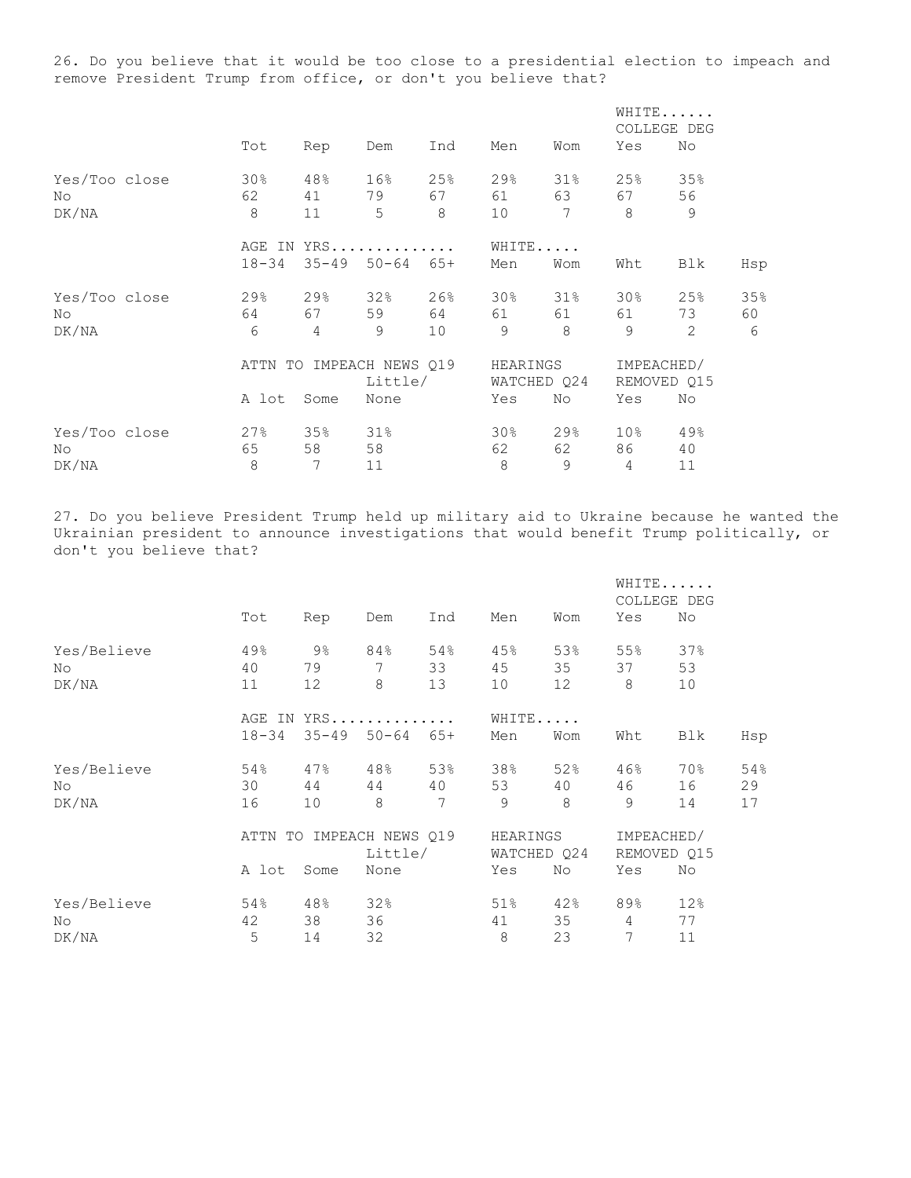26. Do you believe that it would be too close to a presidential election to impeach and remove President Trump from office, or don't you believe that?

| | Tot | Rep | Dem | Ind | Men | Wom | WHITE...... COLLEGE DEG Yes | No |
|---|---|---|---|---|---|---|---|---|
| Yes/Too close | 30% | 48% | 16% | 25% | 29% | 31% | 25% | 35% |
| No | 62 | 41 | 79 | 67 | 61 | 63 | 67 | 56 |
| DK/NA | 8 | 11 | 5 | 8 | 10 | 7 | 8 | 9 |

| | AGE IN YRS.............. 18-34 | 35-49 | 50-64 | 65+ | WHITE..... Men | Wom | Wht | Blk | Hsp |
|---|---|---|---|---|---|---|---|---|---|
| Yes/Too close | 29% | 29% | 32% | 26% | 30% | 31% | 30% | 25% | 35% |
| No | 64 | 67 | 59 | 64 | 61 | 61 | 61 | 73 | 60 |
| DK/NA | 6 | 4 | 9 | 10 | 9 | 8 | 9 | 2 | 6 |

| | ATTN TO IMPEACH NEWS Q19 A lot | Some | Little/ None | HEARINGS WATCHED Q24 Yes | No | IMPEACHED/ REMOVED Q15 Yes | No |
|---|---|---|---|---|---|---|---|
| Yes/Too close | 27% | 35% | 31% | 30% | 29% | 10% | 49% |
| No | 65 | 58 | 58 | 62 | 62 | 86 | 40 |
| DK/NA | 8 | 7 | 11 | 8 | 9 | 4 | 11 |

27. Do you believe President Trump held up military aid to Ukraine because he wanted the Ukrainian president to announce investigations that would benefit Trump politically, or don't you believe that?

| | Tot | Rep | Dem | Ind | Men | Wom | WHITE...... COLLEGE DEG Yes | No |
|---|---|---|---|---|---|---|---|---|
| Yes/Believe | 49% | 9% | 84% | 54% | 45% | 53% | 55% | 37% |
| No | 40 | 79 | 7 | 33 | 45 | 35 | 37 | 53 |
| DK/NA | 11 | 12 | 8 | 13 | 10 | 12 | 8 | 10 |

| | AGE IN YRS.............. 18-34 | 35-49 | 50-64 | 65+ | WHITE..... Men | Wom | Wht | Blk | Hsp |
|---|---|---|---|---|---|---|---|---|---|
| Yes/Believe | 54% | 47% | 48% | 53% | 38% | 52% | 46% | 70% | 54% |
| No | 30 | 44 | 44 | 40 | 53 | 40 | 46 | 16 | 29 |
| DK/NA | 16 | 10 | 8 | 7 | 9 | 8 | 9 | 14 | 17 |

| | ATTN TO IMPEACH NEWS Q19 A lot | Some | Little/ None | HEARINGS WATCHED Q24 Yes | No | IMPEACHED/ REMOVED Q15 Yes | No |
|---|---|---|---|---|---|---|---|
| Yes/Believe | 54% | 48% | 32% | 51% | 42% | 89% | 12% |
| No | 42 | 38 | 36 | 41 | 35 | 4 | 77 |
| DK/NA | 5 | 14 | 32 | 8 | 23 | 7 | 11 |